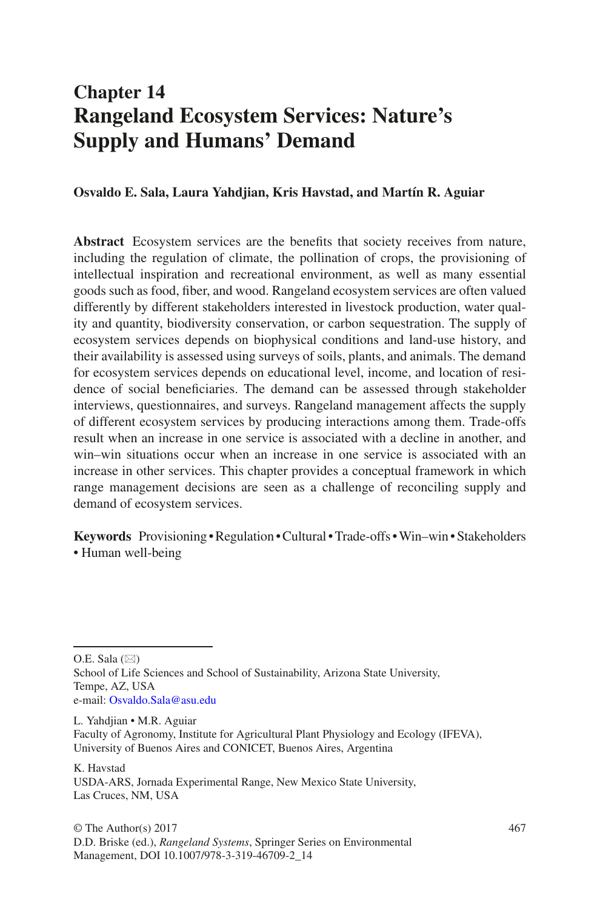# Chapter 14
# Rangeland Ecosystem Services: Nature's Supply and Humans' Demand

**Osvaldo E. Sala, Laura Yahdjian, Kris Havstad, and Martín R. Aguiar**

**Abstract** Ecosystem services are the benefits that society receives from nature, including the regulation of climate, the pollination of crops, the provisioning of intellectual inspiration and recreational environment, as well as many essential goods such as food, fiber, and wood. Rangeland ecosystem services are often valued differently by different stakeholders interested in livestock production, water quality and quantity, biodiversity conservation, or carbon sequestration. The supply of ecosystem services depends on biophysical conditions and land-use history, and their availability is assessed using surveys of soils, plants, and animals. The demand for ecosystem services depends on educational level, income, and location of residence of social beneficiaries. The demand can be assessed through stakeholder interviews, questionnaires, and surveys. Rangeland management affects the supply of different ecosystem services by producing interactions among them. Trade-offs result when an increase in one service is associated with a decline in another, and win–win situations occur when an increase in one service is associated with an increase in other services. This chapter provides a conceptual framework in which range management decisions are seen as a challenge of reconciling supply and demand of ecosystem services.

**Keywords** Provisioning • Regulation • Cultural • Trade-offs • Win–win • Stakeholders • Human well-being

---

O.E. Sala (✉)
School of Life Sciences and School of Sustainability, Arizona State University, Tempe, AZ, USA
e-mail: Osvaldo.Sala@asu.edu

L. Yahdjian • M.R. Aguiar
Faculty of Agronomy, Institute for Agricultural Plant Physiology and Ecology (IFEVA), University of Buenos Aires and CONICET, Buenos Aires, Argentina

K. Havstad
USDA-ARS, Jornada Experimental Range, New Mexico State University, Las Cruces, NM, USA

© The Author(s) 2017
D.D. Briske (ed.), *Rangeland Systems*, Springer Series on Environmental Management, DOI 10.1007/978-3-319-46709-2_14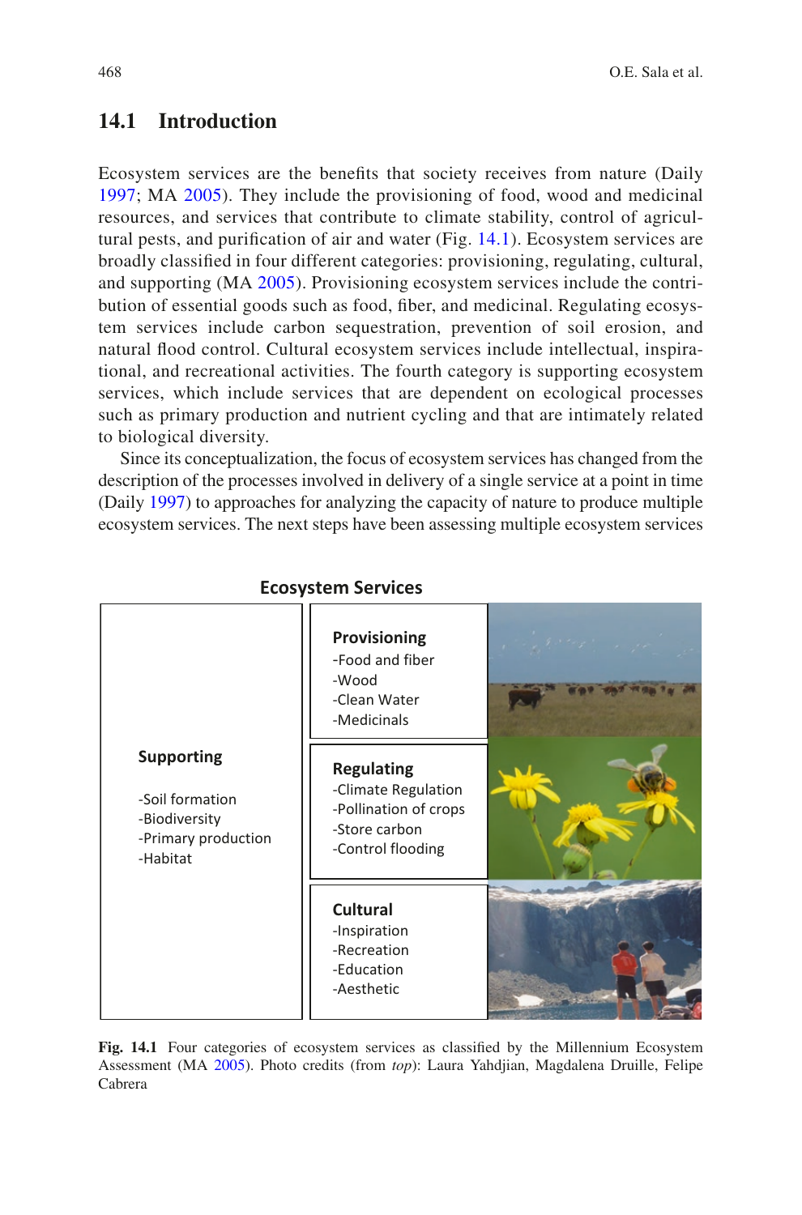## 14.1 Introduction

Ecosystem services are the benefits that society receives from nature (Daily 1997; MA 2005). They include the provisioning of food, wood and medicinal resources, and services that contribute to climate stability, control of agricultural pests, and purification of air and water (Fig. 14.1). Ecosystem services are broadly classified in four different categories: provisioning, regulating, cultural, and supporting (MA 2005). Provisioning ecosystem services include the contribution of essential goods such as food, fiber, and medicinal. Regulating ecosystem services include carbon sequestration, prevention of soil erosion, and natural flood control. Cultural ecosystem services include intellectual, inspirational, and recreational activities. The fourth category is supporting ecosystem services, which include services that are dependent on ecological processes such as primary production and nutrient cycling and that are intimately related to biological diversity.

Since its conceptualization, the focus of ecosystem services has changed from the description of the processes involved in delivery of a single service at a point in time (Daily 1997) to approaches for analyzing the capacity of nature to produce multiple ecosystem services. The next steps have been assessing multiple ecosystem services

**Ecosystem Services**

| Supporting | Provisioning / Regulating / Cultural |
|---|---|
| **Supporting**<br><br>-Soil formation<br>-Biodiversity<br>-Primary production<br>-Habitat | **Provisioning**<br>-Food and fiber<br>-Wood<br>-Clean Water<br>-Medicinals<br><br>**Regulating**<br>-Climate Regulation<br>-Pollination of crops<br>-Store carbon<br>-Control flooding<br><br>**Cultural**<br>-Inspiration<br>-Recreation<br>-Education<br>-Aesthetic |

**Fig. 14.1** Four categories of ecosystem services as classified by the Millennium Ecosystem Assessment (MA 2005). Photo credits (from *top*): Laura Yahdjian, Magdalena Druille, Felipe Cabrera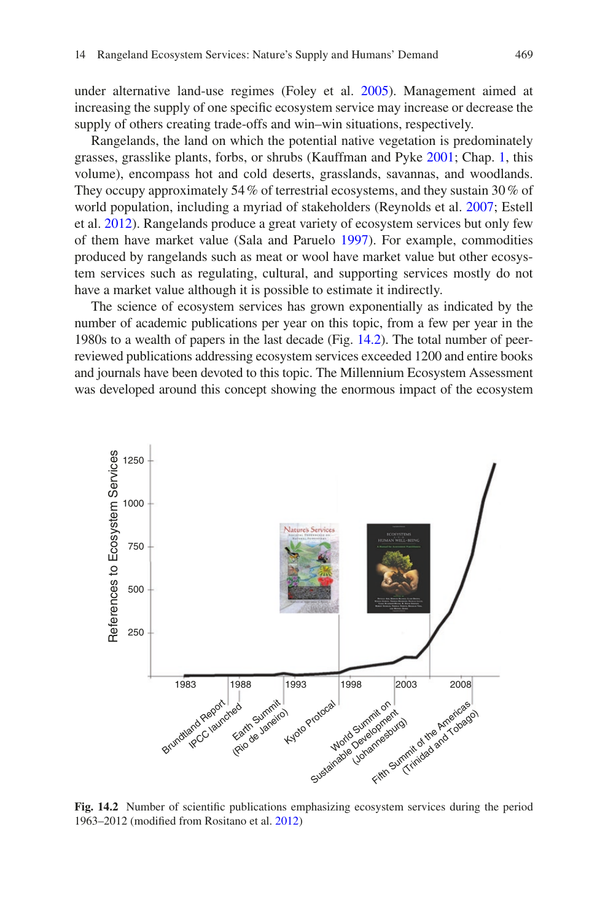under alternative land-use regimes (Foley et al. 2005). Management aimed at increasing the supply of one specific ecosystem service may increase or decrease the supply of others creating trade-offs and win–win situations, respectively.

Rangelands, the land on which the potential native vegetation is predominately grasses, grasslike plants, forbs, or shrubs (Kauffman and Pyke 2001; Chap. 1, this volume), encompass hot and cold deserts, grasslands, savannas, and woodlands. They occupy approximately 54 % of terrestrial ecosystems, and they sustain 30 % of world population, including a myriad of stakeholders (Reynolds et al. 2007; Estell et al. 2012). Rangelands produce a great variety of ecosystem services but only few of them have market value (Sala and Paruelo 1997). For example, commodities produced by rangelands such as meat or wool have market value but other ecosystem services such as regulating, cultural, and supporting services mostly do not have a market value although it is possible to estimate it indirectly.

The science of ecosystem services has grown exponentially as indicated by the number of academic publications per year on this topic, from a few per year in the 1980s to a wealth of papers in the last decade (Fig. 14.2). The total number of peer-reviewed publications addressing ecosystem services exceeded 1200 and entire books and journals have been devoted to this topic. The Millennium Ecosystem Assessment was developed around this concept showing the enormous impact of the ecosystem

**Fig. 14.2** Number of scientific publications emphasizing ecosystem services during the period 1963–2012 (modified from Rositano et al. 2012)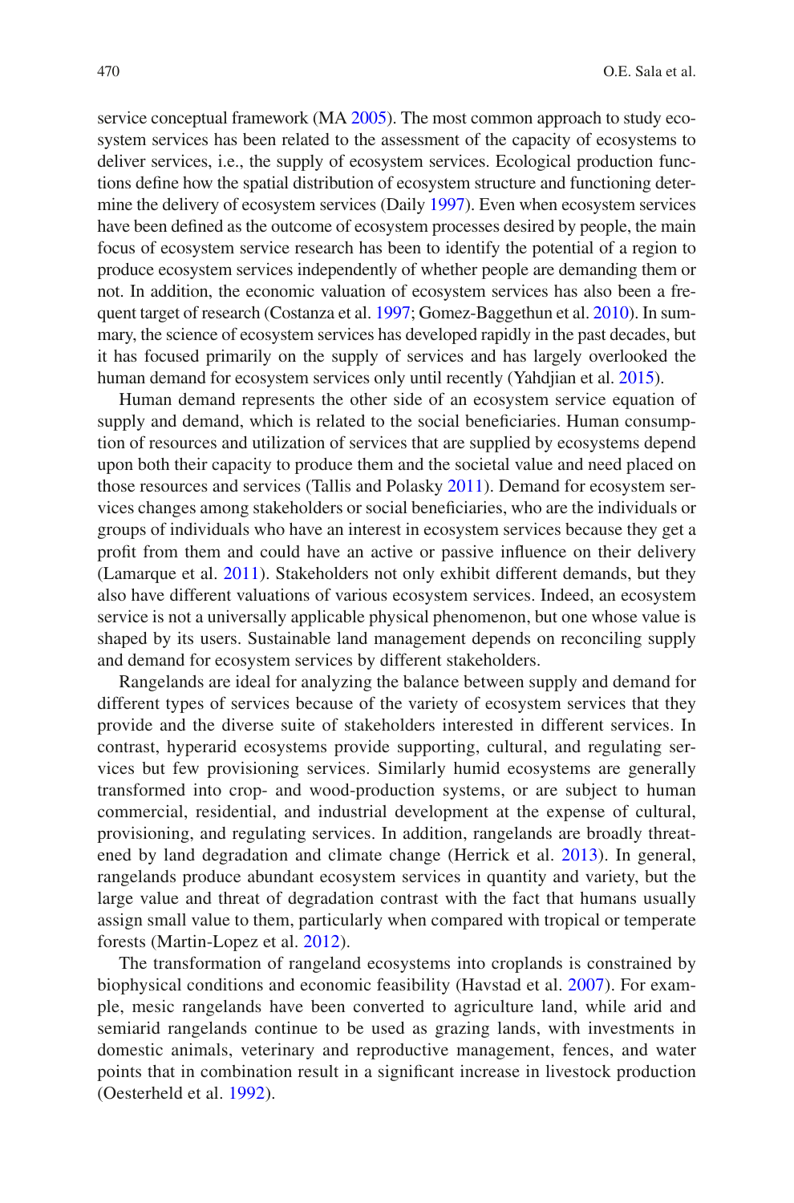service conceptual framework (MA 2005). The most common approach to study ecosystem services has been related to the assessment of the capacity of ecosystems to deliver services, i.e., the supply of ecosystem services. Ecological production functions define how the spatial distribution of ecosystem structure and functioning determine the delivery of ecosystem services (Daily 1997). Even when ecosystem services have been defined as the outcome of ecosystem processes desired by people, the main focus of ecosystem service research has been to identify the potential of a region to produce ecosystem services independently of whether people are demanding them or not. In addition, the economic valuation of ecosystem services has also been a frequent target of research (Costanza et al. 1997; Gomez-Baggethun et al. 2010). In summary, the science of ecosystem services has developed rapidly in the past decades, but it has focused primarily on the supply of services and has largely overlooked the human demand for ecosystem services only until recently (Yahdjian et al. 2015).

Human demand represents the other side of an ecosystem service equation of supply and demand, which is related to the social beneficiaries. Human consumption of resources and utilization of services that are supplied by ecosystems depend upon both their capacity to produce them and the societal value and need placed on those resources and services (Tallis and Polasky 2011). Demand for ecosystem services changes among stakeholders or social beneficiaries, who are the individuals or groups of individuals who have an interest in ecosystem services because they get a profit from them and could have an active or passive influence on their delivery (Lamarque et al. 2011). Stakeholders not only exhibit different demands, but they also have different valuations of various ecosystem services. Indeed, an ecosystem service is not a universally applicable physical phenomenon, but one whose value is shaped by its users. Sustainable land management depends on reconciling supply and demand for ecosystem services by different stakeholders.

Rangelands are ideal for analyzing the balance between supply and demand for different types of services because of the variety of ecosystem services that they provide and the diverse suite of stakeholders interested in different services. In contrast, hyperarid ecosystems provide supporting, cultural, and regulating services but few provisioning services. Similarly humid ecosystems are generally transformed into crop- and wood-production systems, or are subject to human commercial, residential, and industrial development at the expense of cultural, provisioning, and regulating services. In addition, rangelands are broadly threatened by land degradation and climate change (Herrick et al. 2013). In general, rangelands produce abundant ecosystem services in quantity and variety, but the large value and threat of degradation contrast with the fact that humans usually assign small value to them, particularly when compared with tropical or temperate forests (Martin-Lopez et al. 2012).

The transformation of rangeland ecosystems into croplands is constrained by biophysical conditions and economic feasibility (Havstad et al. 2007). For example, mesic rangelands have been converted to agriculture land, while arid and semiarid rangelands continue to be used as grazing lands, with investments in domestic animals, veterinary and reproductive management, fences, and water points that in combination result in a significant increase in livestock production (Oesterheld et al. 1992).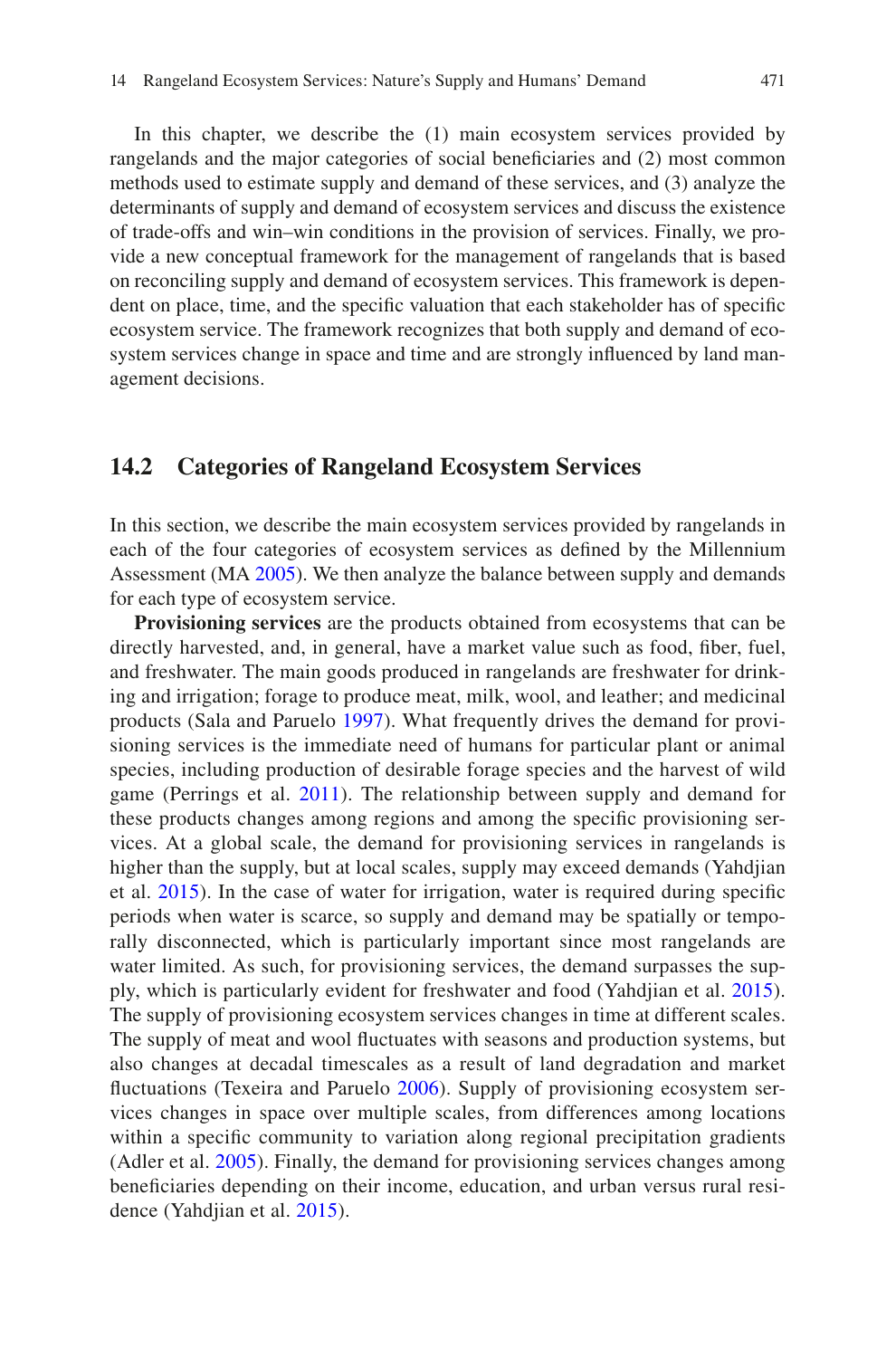In this chapter, we describe the (1) main ecosystem services provided by rangelands and the major categories of social beneficiaries and (2) most common methods used to estimate supply and demand of these services, and (3) analyze the determinants of supply and demand of ecosystem services and discuss the existence of trade-offs and win–win conditions in the provision of services. Finally, we provide a new conceptual framework for the management of rangelands that is based on reconciling supply and demand of ecosystem services. This framework is dependent on place, time, and the specific valuation that each stakeholder has of specific ecosystem service. The framework recognizes that both supply and demand of ecosystem services change in space and time and are strongly influenced by land management decisions.

## 14.2 Categories of Rangeland Ecosystem Services

In this section, we describe the main ecosystem services provided by rangelands in each of the four categories of ecosystem services as defined by the Millennium Assessment (MA 2005). We then analyze the balance between supply and demands for each type of ecosystem service.

**Provisioning services** are the products obtained from ecosystems that can be directly harvested, and, in general, have a market value such as food, fiber, fuel, and freshwater. The main goods produced in rangelands are freshwater for drinking and irrigation; forage to produce meat, milk, wool, and leather; and medicinal products (Sala and Paruelo 1997). What frequently drives the demand for provisioning services is the immediate need of humans for particular plant or animal species, including production of desirable forage species and the harvest of wild game (Perrings et al. 2011). The relationship between supply and demand for these products changes among regions and among the specific provisioning services. At a global scale, the demand for provisioning services in rangelands is higher than the supply, but at local scales, supply may exceed demands (Yahdjian et al. 2015). In the case of water for irrigation, water is required during specific periods when water is scarce, so supply and demand may be spatially or temporally disconnected, which is particularly important since most rangelands are water limited. As such, for provisioning services, the demand surpasses the supply, which is particularly evident for freshwater and food (Yahdjian et al. 2015). The supply of provisioning ecosystem services changes in time at different scales. The supply of meat and wool fluctuates with seasons and production systems, but also changes at decadal timescales as a result of land degradation and market fluctuations (Texeira and Paruelo 2006). Supply of provisioning ecosystem services changes in space over multiple scales, from differences among locations within a specific community to variation along regional precipitation gradients (Adler et al. 2005). Finally, the demand for provisioning services changes among beneficiaries depending on their income, education, and urban versus rural residence (Yahdjian et al. 2015).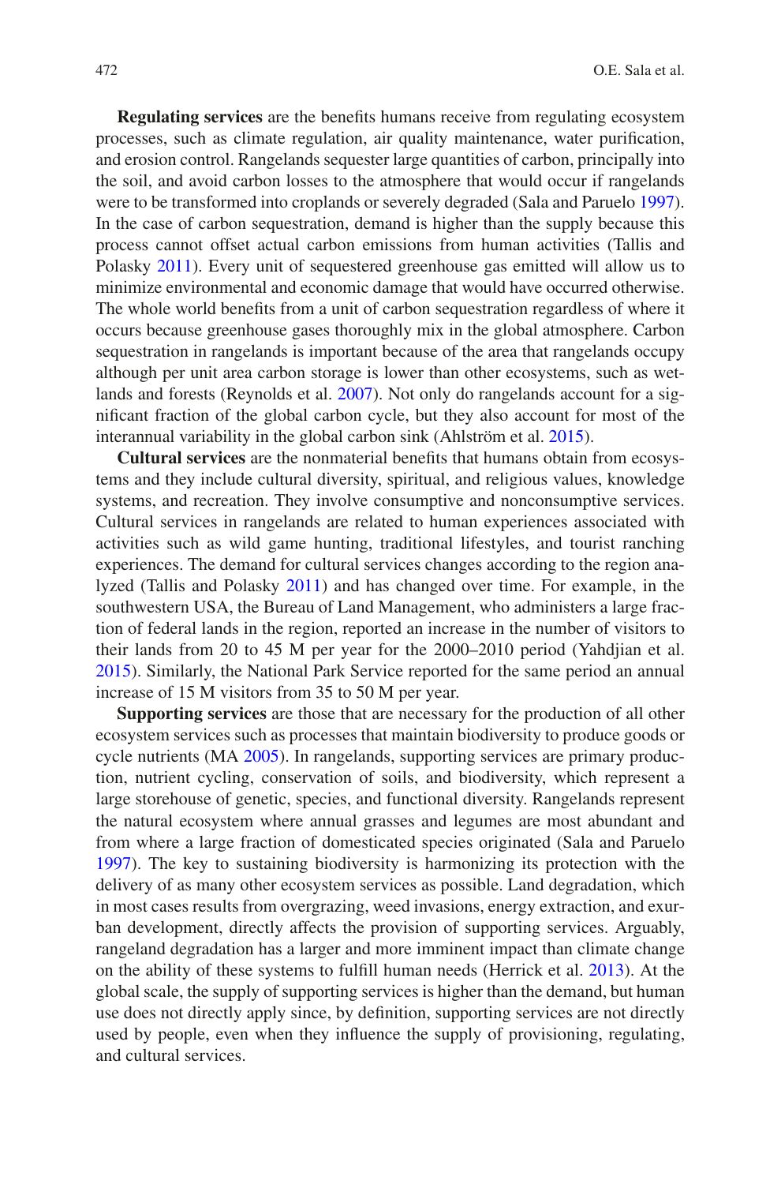**Regulating services** are the benefits humans receive from regulating ecosystem processes, such as climate regulation, air quality maintenance, water purification, and erosion control. Rangelands sequester large quantities of carbon, principally into the soil, and avoid carbon losses to the atmosphere that would occur if rangelands were to be transformed into croplands or severely degraded (Sala and Paruelo 1997). In the case of carbon sequestration, demand is higher than the supply because this process cannot offset actual carbon emissions from human activities (Tallis and Polasky 2011). Every unit of sequestered greenhouse gas emitted will allow us to minimize environmental and economic damage that would have occurred otherwise. The whole world benefits from a unit of carbon sequestration regardless of where it occurs because greenhouse gases thoroughly mix in the global atmosphere. Carbon sequestration in rangelands is important because of the area that rangelands occupy although per unit area carbon storage is lower than other ecosystems, such as wetlands and forests (Reynolds et al. 2007). Not only do rangelands account for a significant fraction of the global carbon cycle, but they also account for most of the interannual variability in the global carbon sink (Ahlström et al. 2015).

**Cultural services** are the nonmaterial benefits that humans obtain from ecosystems and they include cultural diversity, spiritual, and religious values, knowledge systems, and recreation. They involve consumptive and nonconsumptive services. Cultural services in rangelands are related to human experiences associated with activities such as wild game hunting, traditional lifestyles, and tourist ranching experiences. The demand for cultural services changes according to the region analyzed (Tallis and Polasky 2011) and has changed over time. For example, in the southwestern USA, the Bureau of Land Management, who administers a large fraction of federal lands in the region, reported an increase in the number of visitors to their lands from 20 to 45 M per year for the 2000–2010 period (Yahdjian et al. 2015). Similarly, the National Park Service reported for the same period an annual increase of 15 M visitors from 35 to 50 M per year.

**Supporting services** are those that are necessary for the production of all other ecosystem services such as processes that maintain biodiversity to produce goods or cycle nutrients (MA 2005). In rangelands, supporting services are primary production, nutrient cycling, conservation of soils, and biodiversity, which represent a large storehouse of genetic, species, and functional diversity. Rangelands represent the natural ecosystem where annual grasses and legumes are most abundant and from where a large fraction of domesticated species originated (Sala and Paruelo 1997). The key to sustaining biodiversity is harmonizing its protection with the delivery of as many other ecosystem services as possible. Land degradation, which in most cases results from overgrazing, weed invasions, energy extraction, and exurban development, directly affects the provision of supporting services. Arguably, rangeland degradation has a larger and more imminent impact than climate change on the ability of these systems to fulfill human needs (Herrick et al. 2013). At the global scale, the supply of supporting services is higher than the demand, but human use does not directly apply since, by definition, supporting services are not directly used by people, even when they influence the supply of provisioning, regulating, and cultural services.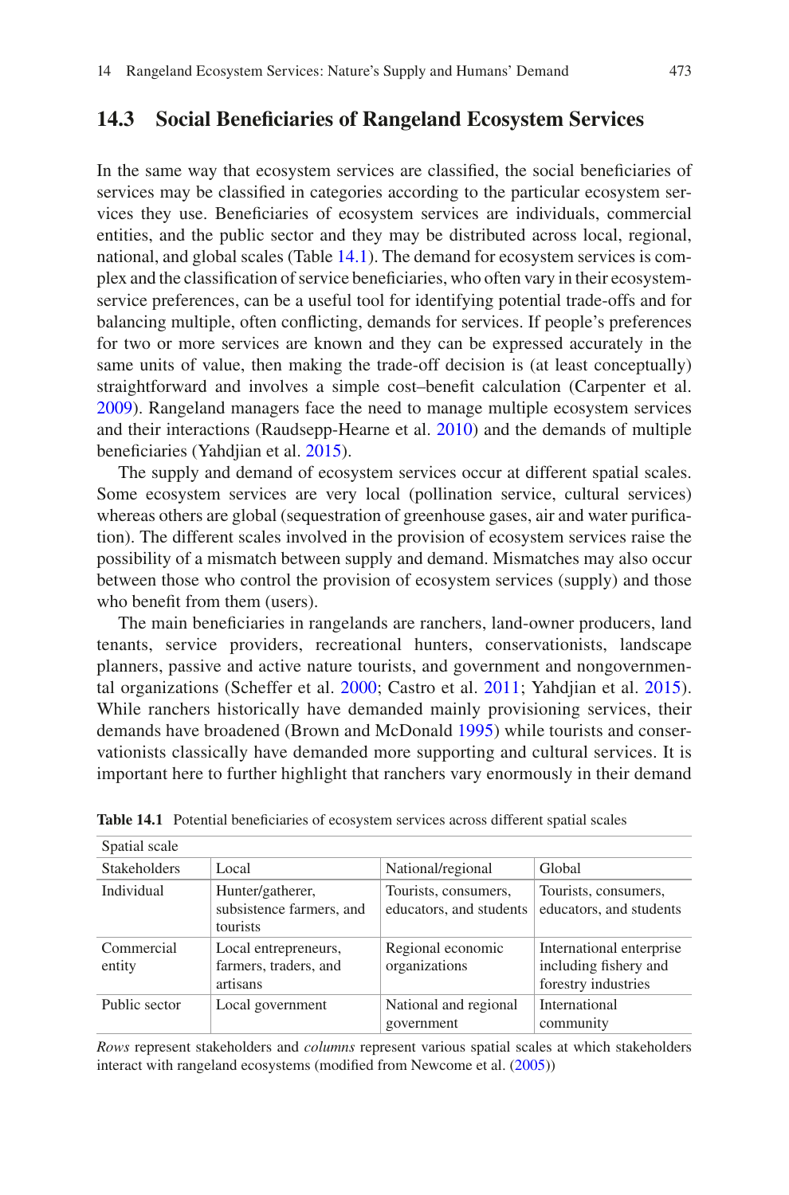## 14.3 Social Beneficiaries of Rangeland Ecosystem Services

In the same way that ecosystem services are classified, the social beneficiaries of services may be classified in categories according to the particular ecosystem services they use. Beneficiaries of ecosystem services are individuals, commercial entities, and the public sector and they may be distributed across local, regional, national, and global scales (Table 14.1). The demand for ecosystem services is complex and the classification of service beneficiaries, who often vary in their ecosystem-service preferences, can be a useful tool for identifying potential trade-offs and for balancing multiple, often conflicting, demands for services. If people's preferences for two or more services are known and they can be expressed accurately in the same units of value, then making the trade-off decision is (at least conceptually) straightforward and involves a simple cost–benefit calculation (Carpenter et al. 2009). Rangeland managers face the need to manage multiple ecosystem services and their interactions (Raudsepp-Hearne et al. 2010) and the demands of multiple beneficiaries (Yahdjian et al. 2015).

The supply and demand of ecosystem services occur at different spatial scales. Some ecosystem services are very local (pollination service, cultural services) whereas others are global (sequestration of greenhouse gases, air and water purification). The different scales involved in the provision of ecosystem services raise the possibility of a mismatch between supply and demand. Mismatches may also occur between those who control the provision of ecosystem services (supply) and those who benefit from them (users).

The main beneficiaries in rangelands are ranchers, land-owner producers, land tenants, service providers, recreational hunters, conservationists, landscape planners, passive and active nature tourists, and government and nongovernmental organizations (Scheffer et al. 2000; Castro et al. 2011; Yahdjian et al. 2015). While ranchers historically have demanded mainly provisioning services, their demands have broadened (Brown and McDonald 1995) while tourists and conservationists classically have demanded more supporting and cultural services. It is important here to further highlight that ranchers vary enormously in their demand

**Table 14.1** Potential beneficiaries of ecosystem services across different spatial scales

| | Spatial scale | | |
|---|---|---|---|
| Stakeholders | Local | National/regional | Global |
| Individual | Hunter/gatherer, subsistence farmers, and tourists | Tourists, consumers, educators, and students | Tourists, consumers, educators, and students |
| Commercial entity | Local entrepreneurs, farmers, traders, and artisans | Regional economic organizations | International enterprise including fishery and forestry industries |
| Public sector | Local government | National and regional government | International community |

*Rows* represent stakeholders and *columns* represent various spatial scales at which stakeholders interact with rangeland ecosystems (modified from Newcome et al. (2005))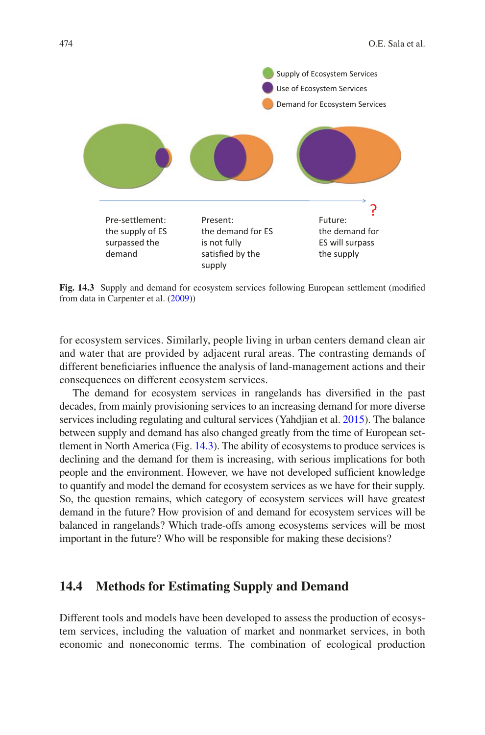Supply of Ecosystem Services

Use of Ecosystem Services

Demand for Ecosystem Services

Pre-settlement: the supply of ES surpassed the demand

Present: the demand for ES is not fully satisfied by the supply

Future: the demand for ES will surpass the supply

?

**Fig. 14.3** Supply and demand for ecosystem services following European settlement (modified from data in Carpenter et al. (2009))

for ecosystem services. Similarly, people living in urban centers demand clean air and water that are provided by adjacent rural areas. The contrasting demands of different beneficiaries influence the analysis of land-management actions and their consequences on different ecosystem services.

The demand for ecosystem services in rangelands has diversified in the past decades, from mainly provisioning services to an increasing demand for more diverse services including regulating and cultural services (Yahdjian et al. 2015). The balance between supply and demand has also changed greatly from the time of European settlement in North America (Fig. 14.3). The ability of ecosystems to produce services is declining and the demand for them is increasing, with serious implications for both people and the environment. However, we have not developed sufficient knowledge to quantify and model the demand for ecosystem services as we have for their supply. So, the question remains, which category of ecosystem services will have greatest demand in the future? How provision of and demand for ecosystem services will be balanced in rangelands? Which trade-offs among ecosystems services will be most important in the future? Who will be responsible for making these decisions?

## 14.4 Methods for Estimating Supply and Demand

Different tools and models have been developed to assess the production of ecosystem services, including the valuation of market and nonmarket services, in both economic and noneconomic terms. The combination of ecological production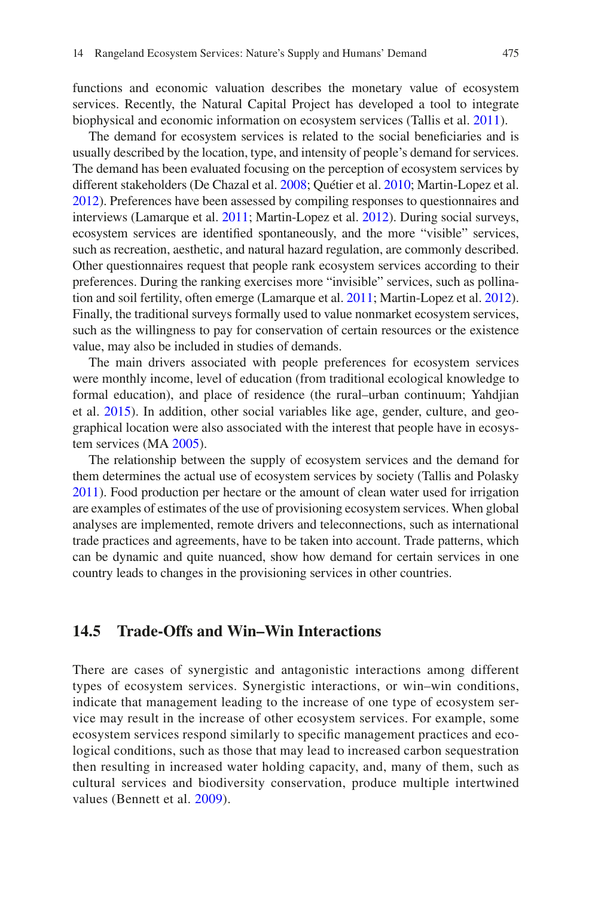functions and economic valuation describes the monetary value of ecosystem services. Recently, the Natural Capital Project has developed a tool to integrate biophysical and economic information on ecosystem services (Tallis et al. 2011).

The demand for ecosystem services is related to the social beneficiaries and is usually described by the location, type, and intensity of people's demand for services. The demand has been evaluated focusing on the perception of ecosystem services by different stakeholders (De Chazal et al. 2008; Quétier et al. 2010; Martin-Lopez et al. 2012). Preferences have been assessed by compiling responses to questionnaires and interviews (Lamarque et al. 2011; Martin-Lopez et al. 2012). During social surveys, ecosystem services are identified spontaneously, and the more "visible" services, such as recreation, aesthetic, and natural hazard regulation, are commonly described. Other questionnaires request that people rank ecosystem services according to their preferences. During the ranking exercises more "invisible" services, such as pollination and soil fertility, often emerge (Lamarque et al. 2011; Martin-Lopez et al. 2012). Finally, the traditional surveys formally used to value nonmarket ecosystem services, such as the willingness to pay for conservation of certain resources or the existence value, may also be included in studies of demands.

The main drivers associated with people preferences for ecosystem services were monthly income, level of education (from traditional ecological knowledge to formal education), and place of residence (the rural–urban continuum; Yahdjian et al. 2015). In addition, other social variables like age, gender, culture, and geographical location were also associated with the interest that people have in ecosystem services (MA 2005).

The relationship between the supply of ecosystem services and the demand for them determines the actual use of ecosystem services by society (Tallis and Polasky 2011). Food production per hectare or the amount of clean water used for irrigation are examples of estimates of the use of provisioning ecosystem services. When global analyses are implemented, remote drivers and teleconnections, such as international trade practices and agreements, have to be taken into account. Trade patterns, which can be dynamic and quite nuanced, show how demand for certain services in one country leads to changes in the provisioning services in other countries.

## 14.5 Trade-Offs and Win–Win Interactions

There are cases of synergistic and antagonistic interactions among different types of ecosystem services. Synergistic interactions, or win–win conditions, indicate that management leading to the increase of one type of ecosystem service may result in the increase of other ecosystem services. For example, some ecosystem services respond similarly to specific management practices and ecological conditions, such as those that may lead to increased carbon sequestration then resulting in increased water holding capacity, and, many of them, such as cultural services and biodiversity conservation, produce multiple intertwined values (Bennett et al. 2009).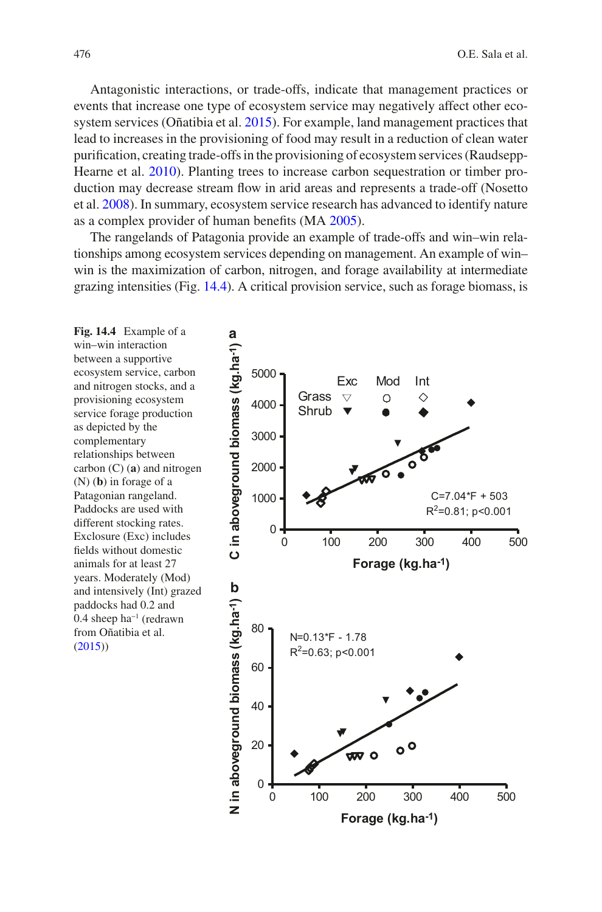Antagonistic interactions, or trade-offs, indicate that management practices or events that increase one type of ecosystem service may negatively affect other ecosystem services (Oñatibia et al. 2015). For example, land management practices that lead to increases in the provisioning of food may result in a reduction of clean water purification, creating trade-offs in the provisioning of ecosystem services (Raudsepp-Hearne et al. 2010). Planting trees to increase carbon sequestration or timber production may decrease stream flow in arid areas and represents a trade-off (Nosetto et al. 2008). In summary, ecosystem service research has advanced to identify nature as a complex provider of human benefits (MA 2005).

The rangelands of Patagonia provide an example of trade-offs and win–win relationships among ecosystem services depending on management. An example of win–win is the maximization of carbon, nitrogen, and forage availability at intermediate grazing intensities (Fig. 14.4). A critical provision service, such as forage biomass, is

**Fig. 14.4** Example of a win–win interaction between a supportive ecosystem service, carbon and nitrogen stocks, and a provisioning ecosystem service forage production as depicted by the complementary relationships between carbon (C) (**a**) and nitrogen (N) (**b**) in forage of a Patagonian rangeland. Paddocks are used with different stocking rates. Exclosure (Exc) includes fields without domestic animals for at least 27 years. Moderately (Mod) and intensively (Int) grazed paddocks had 0.2 and 0.4 sheep $ha^{-1}$ (redrawn from Oñatibia et al. (2015))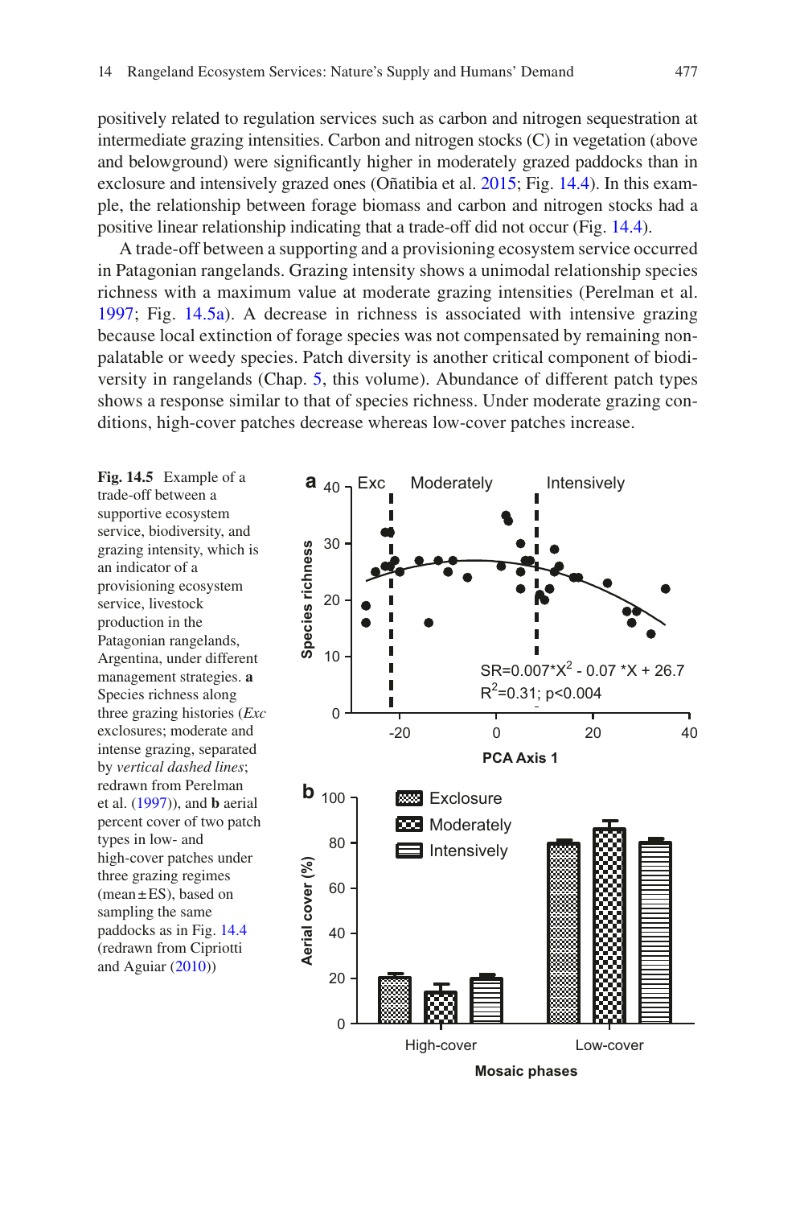positively related to regulation services such as carbon and nitrogen sequestration at intermediate grazing intensities. Carbon and nitrogen stocks (C) in vegetation (above and belowground) were significantly higher in moderately grazed paddocks than in exclosure and intensively grazed ones (Oñatibia et al. 2015; Fig. 14.4). In this example, the relationship between forage biomass and carbon and nitrogen stocks had a positive linear relationship indicating that a trade-off did not occur (Fig. 14.4).

A trade-off between a supporting and a provisioning ecosystem service occurred in Patagonian rangelands. Grazing intensity shows a unimodal relationship species richness with a maximum value at moderate grazing intensities (Perelman et al. 1997; Fig. 14.5a). A decrease in richness is associated with intensive grazing because local extinction of forage species was not compensated by remaining non-palatable or weedy species. Patch diversity is another critical component of biodiversity in rangelands (Chap. 5, this volume). Abundance of different patch types shows a response similar to that of species richness. Under moderate grazing conditions, high-cover patches decrease whereas low-cover patches increase.

**Fig. 14.5** Example of a trade-off between a supportive ecosystem service, biodiversity, and grazing intensity, which is an indicator of a provisioning ecosystem service, livestock production in the Patagonian rangelands, Argentina, under different management strategies. **a** Species richness along three grazing histories (*Exc* exclosures; moderate and intense grazing, separated by *vertical dashed lines*; redrawn from Perelman et al. (1997)), and **b** aerial percent cover of two patch types in low- and high-cover patches under three grazing regimes (mean ± ES), based on sampling the same paddocks as in Fig. 14.4 (redrawn from Cipriotti and Aguiar (2010))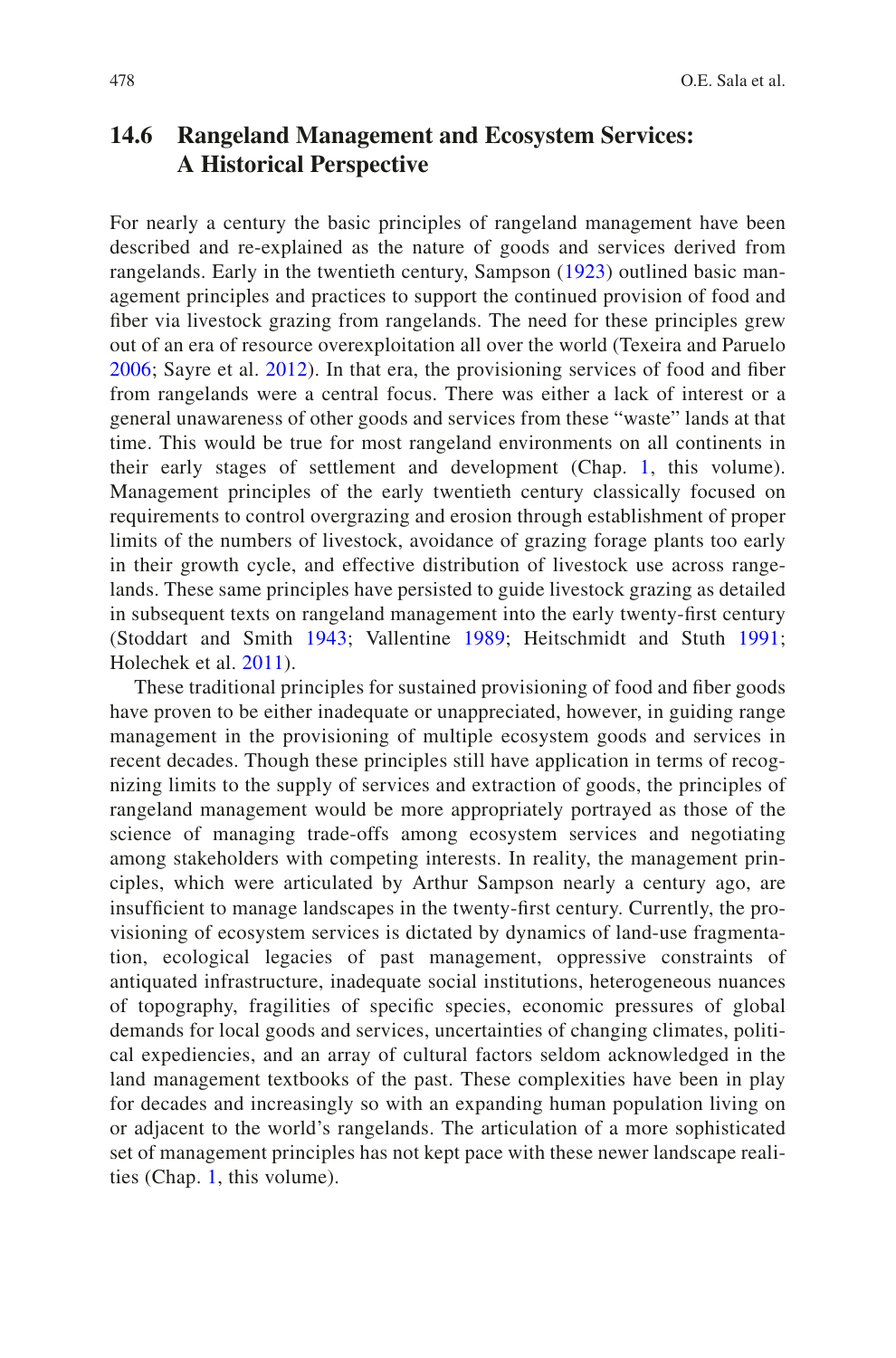## 14.6 Rangeland Management and Ecosystem Services: A Historical Perspective

For nearly a century the basic principles of rangeland management have been described and re-explained as the nature of goods and services derived from rangelands. Early in the twentieth century, Sampson (1923) outlined basic management principles and practices to support the continued provision of food and fiber via livestock grazing from rangelands. The need for these principles grew out of an era of resource overexploitation all over the world (Texeira and Paruelo 2006; Sayre et al. 2012). In that era, the provisioning services of food and fiber from rangelands were a central focus. There was either a lack of interest or a general unawareness of other goods and services from these "waste" lands at that time. This would be true for most rangeland environments on all continents in their early stages of settlement and development (Chap. 1, this volume). Management principles of the early twentieth century classically focused on requirements to control overgrazing and erosion through establishment of proper limits of the numbers of livestock, avoidance of grazing forage plants too early in their growth cycle, and effective distribution of livestock use across rangelands. These same principles have persisted to guide livestock grazing as detailed in subsequent texts on rangeland management into the early twenty-first century (Stoddart and Smith 1943; Vallentine 1989; Heitschmidt and Stuth 1991; Holechek et al. 2011).

These traditional principles for sustained provisioning of food and fiber goods have proven to be either inadequate or unappreciated, however, in guiding range management in the provisioning of multiple ecosystem goods and services in recent decades. Though these principles still have application in terms of recognizing limits to the supply of services and extraction of goods, the principles of rangeland management would be more appropriately portrayed as those of the science of managing trade-offs among ecosystem services and negotiating among stakeholders with competing interests. In reality, the management principles, which were articulated by Arthur Sampson nearly a century ago, are insufficient to manage landscapes in the twenty-first century. Currently, the provisioning of ecosystem services is dictated by dynamics of land-use fragmentation, ecological legacies of past management, oppressive constraints of antiquated infrastructure, inadequate social institutions, heterogeneous nuances of topography, fragilities of specific species, economic pressures of global demands for local goods and services, uncertainties of changing climates, political expediencies, and an array of cultural factors seldom acknowledged in the land management textbooks of the past. These complexities have been in play for decades and increasingly so with an expanding human population living on or adjacent to the world's rangelands. The articulation of a more sophisticated set of management principles has not kept pace with these newer landscape realities (Chap. 1, this volume).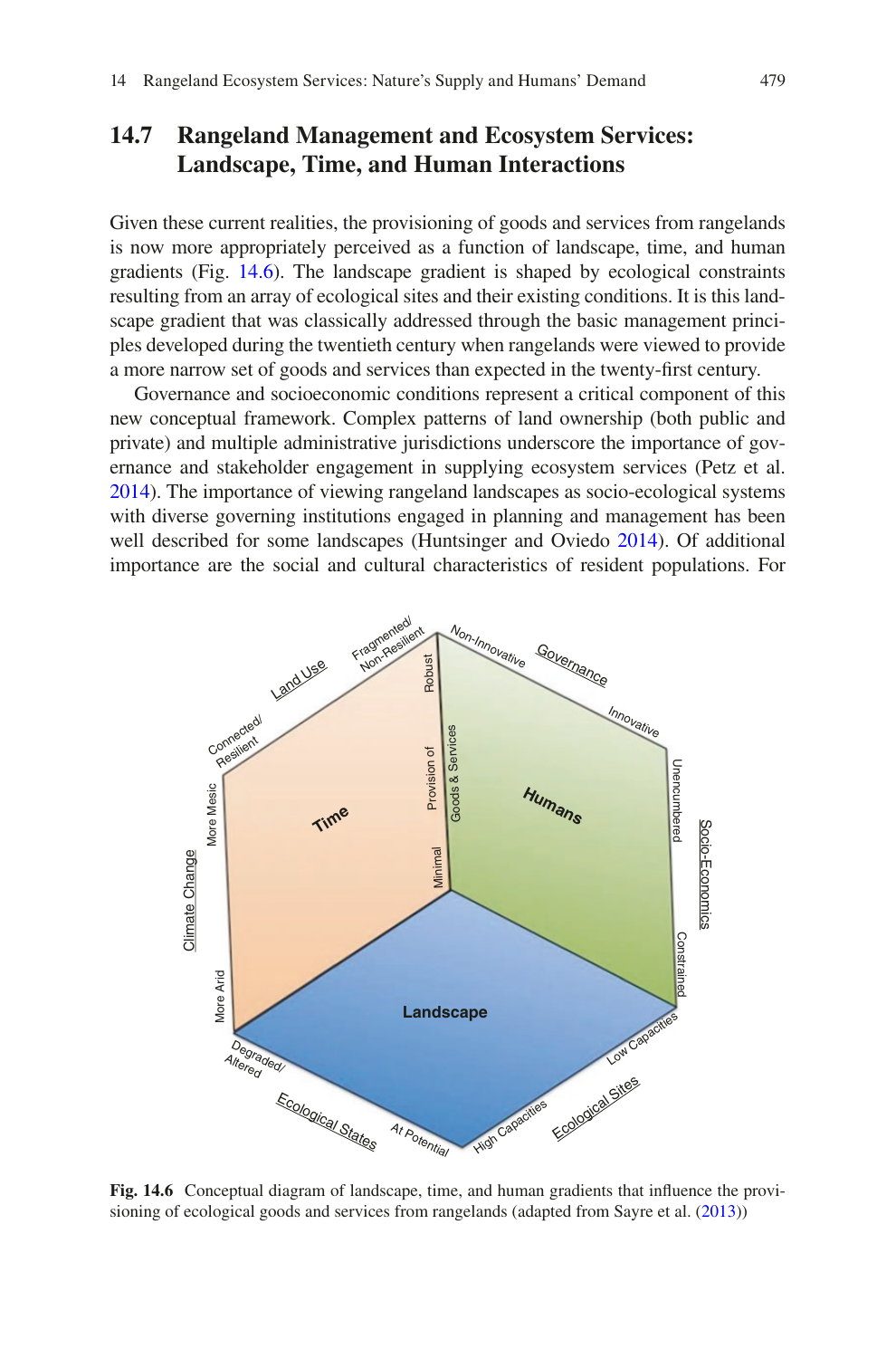## 14.7 Rangeland Management and Ecosystem Services: Landscape, Time, and Human Interactions

Given these current realities, the provisioning of goods and services from rangelands is now more appropriately perceived as a function of landscape, time, and human gradients (Fig. 14.6). The landscape gradient is shaped by ecological constraints resulting from an array of ecological sites and their existing conditions. It is this landscape gradient that was classically addressed through the basic management principles developed during the twentieth century when rangelands were viewed to provide a more narrow set of goods and services than expected in the twenty-first century.

Governance and socioeconomic conditions represent a critical component of this new conceptual framework. Complex patterns of land ownership (both public and private) and multiple administrative jurisdictions underscore the importance of governance and stakeholder engagement in supplying ecosystem services (Petz et al. 2014). The importance of viewing rangeland landscapes as socio-ecological systems with diverse governing institutions engaged in planning and management has been well described for some landscapes (Huntsinger and Oviedo 2014). Of additional importance are the social and cultural characteristics of resident populations. For

**Fig. 14.6** Conceptual diagram of landscape, time, and human gradients that influence the provisioning of ecological goods and services from rangelands (adapted from Sayre et al. (2013))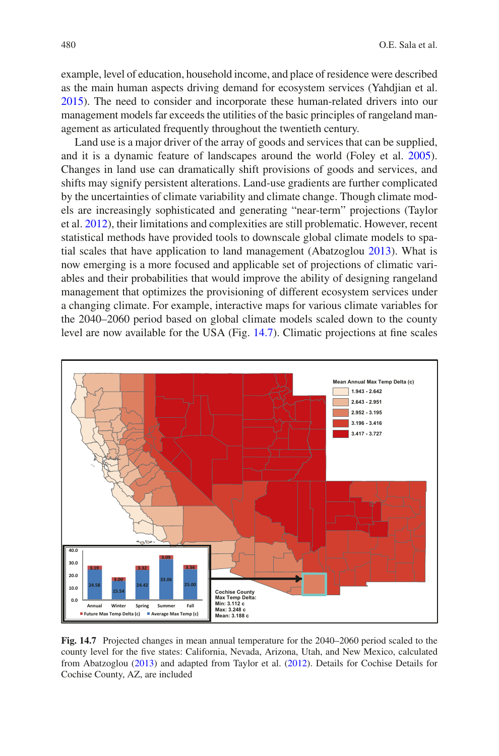example, level of education, household income, and place of residence were described as the main human aspects driving demand for ecosystem services (Yahdjian et al. 2015). The need to consider and incorporate these human-related drivers into our management models far exceeds the utilities of the basic principles of rangeland management as articulated frequently throughout the twentieth century.

Land use is a major driver of the array of goods and services that can be supplied, and it is a dynamic feature of landscapes around the world (Foley et al. 2005). Changes in land use can dramatically shift provisions of goods and services, and shifts may signify persistent alterations. Land-use gradients are further complicated by the uncertainties of climate variability and climate change. Though climate models are increasingly sophisticated and generating "near-term" projections (Taylor et al. 2012), their limitations and complexities are still problematic. However, recent statistical methods have provided tools to downscale global climate models to spatial scales that have application to land management (Abatzoglou 2013). What is now emerging is a more focused and applicable set of projections of climatic variables and their probabilities that would improve the ability of designing rangeland management that optimizes the provisioning of different ecosystem services under a changing climate. For example, interactive maps for various climate variables for the 2040–2060 period based on global climate models scaled down to the county level are now available for the USA (Fig. 14.7). Climatic projections at fine scales

**Fig. 14.7** Projected changes in mean annual temperature for the 2040–2060 period scaled to the county level for the five states: California, Nevada, Arizona, Utah, and New Mexico, calculated from Abatzoglou (2013) and adapted from Taylor et al. (2012). Details for Cochise Details for Cochise County, AZ, are included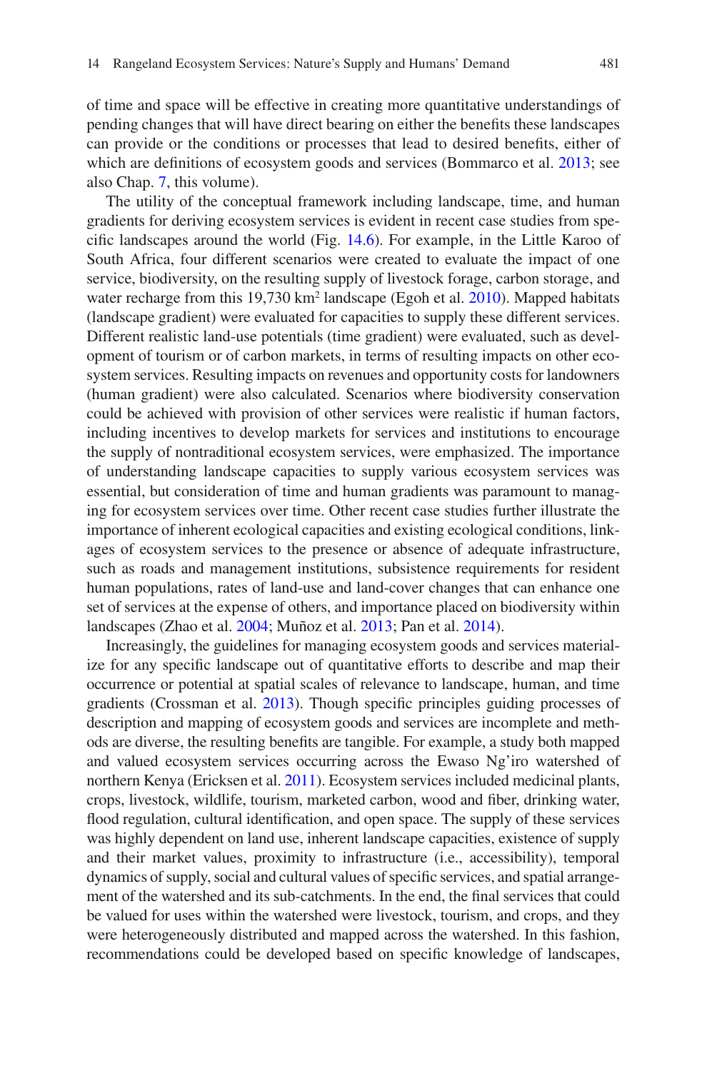of time and space will be effective in creating more quantitative understandings of pending changes that will have direct bearing on either the benefits these landscapes can provide or the conditions or processes that lead to desired benefits, either of which are definitions of ecosystem goods and services (Bommarco et al. 2013; see also Chap. 7, this volume).

The utility of the conceptual framework including landscape, time, and human gradients for deriving ecosystem services is evident in recent case studies from specific landscapes around the world (Fig. 14.6). For example, in the Little Karoo of South Africa, four different scenarios were created to evaluate the impact of one service, biodiversity, on the resulting supply of livestock forage, carbon storage, and water recharge from this 19,730 km$^2$ landscape (Egoh et al. 2010). Mapped habitats (landscape gradient) were evaluated for capacities to supply these different services. Different realistic land-use potentials (time gradient) were evaluated, such as development of tourism or of carbon markets, in terms of resulting impacts on other ecosystem services. Resulting impacts on revenues and opportunity costs for landowners (human gradient) were also calculated. Scenarios where biodiversity conservation could be achieved with provision of other services were realistic if human factors, including incentives to develop markets for services and institutions to encourage the supply of nontraditional ecosystem services, were emphasized. The importance of understanding landscape capacities to supply various ecosystem services was essential, but consideration of time and human gradients was paramount to managing for ecosystem services over time. Other recent case studies further illustrate the importance of inherent ecological capacities and existing ecological conditions, linkages of ecosystem services to the presence or absence of adequate infrastructure, such as roads and management institutions, subsistence requirements for resident human populations, rates of land-use and land-cover changes that can enhance one set of services at the expense of others, and importance placed on biodiversity within landscapes (Zhao et al. 2004; Muñoz et al. 2013; Pan et al. 2014).

Increasingly, the guidelines for managing ecosystem goods and services materialize for any specific landscape out of quantitative efforts to describe and map their occurrence or potential at spatial scales of relevance to landscape, human, and time gradients (Crossman et al. 2013). Though specific principles guiding processes of description and mapping of ecosystem goods and services are incomplete and methods are diverse, the resulting benefits are tangible. For example, a study both mapped and valued ecosystem services occurring across the Ewaso Ng'iro watershed of northern Kenya (Ericksen et al. 2011). Ecosystem services included medicinal plants, crops, livestock, wildlife, tourism, marketed carbon, wood and fiber, drinking water, flood regulation, cultural identification, and open space. The supply of these services was highly dependent on land use, inherent landscape capacities, existence of supply and their market values, proximity to infrastructure (i.e., accessibility), temporal dynamics of supply, social and cultural values of specific services, and spatial arrangement of the watershed and its sub-catchments. In the end, the final services that could be valued for uses within the watershed were livestock, tourism, and crops, and they were heterogeneously distributed and mapped across the watershed. In this fashion, recommendations could be developed based on specific knowledge of landscapes,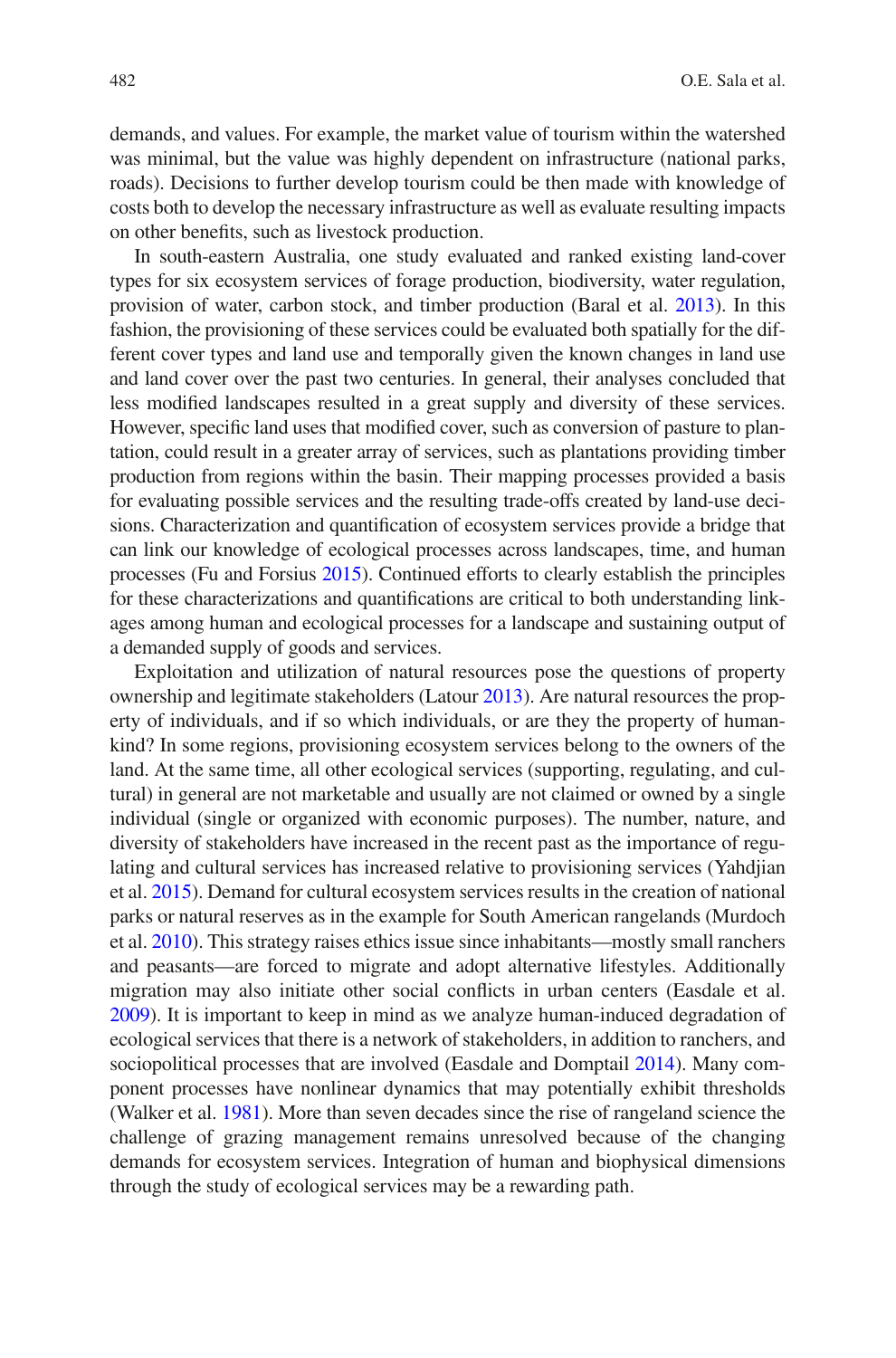demands, and values. For example, the market value of tourism within the watershed was minimal, but the value was highly dependent on infrastructure (national parks, roads). Decisions to further develop tourism could be then made with knowledge of costs both to develop the necessary infrastructure as well as evaluate resulting impacts on other benefits, such as livestock production.

In south-eastern Australia, one study evaluated and ranked existing land-cover types for six ecosystem services of forage production, biodiversity, water regulation, provision of water, carbon stock, and timber production (Baral et al. 2013). In this fashion, the provisioning of these services could be evaluated both spatially for the different cover types and land use and temporally given the known changes in land use and land cover over the past two centuries. In general, their analyses concluded that less modified landscapes resulted in a great supply and diversity of these services. However, specific land uses that modified cover, such as conversion of pasture to plantation, could result in a greater array of services, such as plantations providing timber production from regions within the basin. Their mapping processes provided a basis for evaluating possible services and the resulting trade-offs created by land-use decisions. Characterization and quantification of ecosystem services provide a bridge that can link our knowledge of ecological processes across landscapes, time, and human processes (Fu and Forsius 2015). Continued efforts to clearly establish the principles for these characterizations and quantifications are critical to both understanding linkages among human and ecological processes for a landscape and sustaining output of a demanded supply of goods and services.

Exploitation and utilization of natural resources pose the questions of property ownership and legitimate stakeholders (Latour 2013). Are natural resources the property of individuals, and if so which individuals, or are they the property of humankind? In some regions, provisioning ecosystem services belong to the owners of the land. At the same time, all other ecological services (supporting, regulating, and cultural) in general are not marketable and usually are not claimed or owned by a single individual (single or organized with economic purposes). The number, nature, and diversity of stakeholders have increased in the recent past as the importance of regulating and cultural services has increased relative to provisioning services (Yahdjian et al. 2015). Demand for cultural ecosystem services results in the creation of national parks or natural reserves as in the example for South American rangelands (Murdoch et al. 2010). This strategy raises ethics issue since inhabitants—mostly small ranchers and peasants—are forced to migrate and adopt alternative lifestyles. Additionally migration may also initiate other social conflicts in urban centers (Easdale et al. 2009). It is important to keep in mind as we analyze human-induced degradation of ecological services that there is a network of stakeholders, in addition to ranchers, and sociopolitical processes that are involved (Easdale and Domptail 2014). Many component processes have nonlinear dynamics that may potentially exhibit thresholds (Walker et al. 1981). More than seven decades since the rise of rangeland science the challenge of grazing management remains unresolved because of the changing demands for ecosystem services. Integration of human and biophysical dimensions through the study of ecological services may be a rewarding path.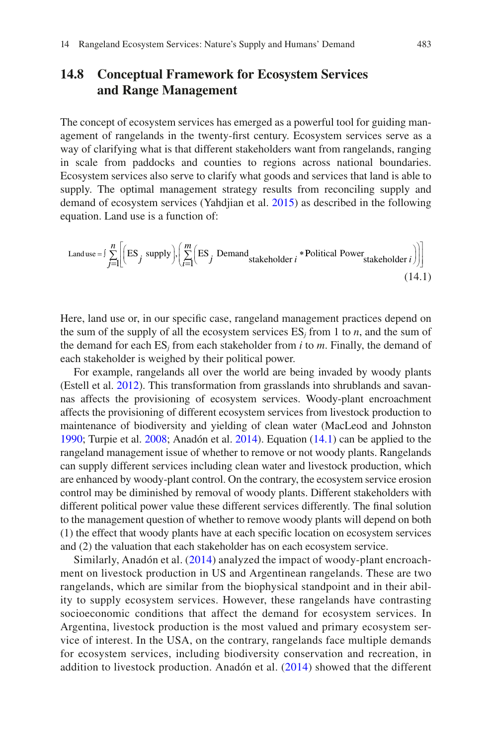## 14.8 Conceptual Framework for Ecosystem Services and Range Management

The concept of ecosystem services has emerged as a powerful tool for guiding management of rangelands in the twenty-first century. Ecosystem services serve as a way of clarifying what is that different stakeholders want from rangelands, ranging in scale from paddocks and counties to regions across national boundaries. Ecosystem services also serve to clarify what goods and services that land is able to supply. The optimal management strategy results from reconciling supply and demand of ecosystem services (Yahdjian et al. 2015) as described in the following equation. Land use is a function of:

$$\text{Land use} = \int \sum_{j=1}^{n} \left[ \left( \text{ES}_j \ \text{supply} \right), \left( \sum_{i=1}^{m} \left( \text{ES}_j \ \text{Demand}_{\text{stakeholder } i} * \text{Political Power}_{\text{stakeholder } i} \right) \right) \right] \tag{14.1}$$

Here, land use or, in our specific case, rangeland management practices depend on the sum of the supply of all the ecosystem services $ES_j$ from 1 to $n$, and the sum of the demand for each $ES_j$ from each stakeholder from $i$ to $m$. Finally, the demand of each stakeholder is weighed by their political power.

For example, rangelands all over the world are being invaded by woody plants (Estell et al. 2012). This transformation from grasslands into shrublands and savannas affects the provisioning of ecosystem services. Woody-plant encroachment affects the provisioning of different ecosystem services from livestock production to maintenance of biodiversity and yielding of clean water (MacLeod and Johnston 1990; Turpie et al. 2008; Anadón et al. 2014). Equation (14.1) can be applied to the rangeland management issue of whether to remove or not woody plants. Rangelands can supply different services including clean water and livestock production, which are enhanced by woody-plant control. On the contrary, the ecosystem service erosion control may be diminished by removal of woody plants. Different stakeholders with different political power value these different services differently. The final solution to the management question of whether to remove woody plants will depend on both (1) the effect that woody plants have at each specific location on ecosystem services and (2) the valuation that each stakeholder has on each ecosystem service.

Similarly, Anadón et al. (2014) analyzed the impact of woody-plant encroachment on livestock production in US and Argentinean rangelands. These are two rangelands, which are similar from the biophysical standpoint and in their ability to supply ecosystem services. However, these rangelands have contrasting socioeconomic conditions that affect the demand for ecosystem services. In Argentina, livestock production is the most valued and primary ecosystem service of interest. In the USA, on the contrary, rangelands face multiple demands for ecosystem services, including biodiversity conservation and recreation, in addition to livestock production. Anadón et al. (2014) showed that the different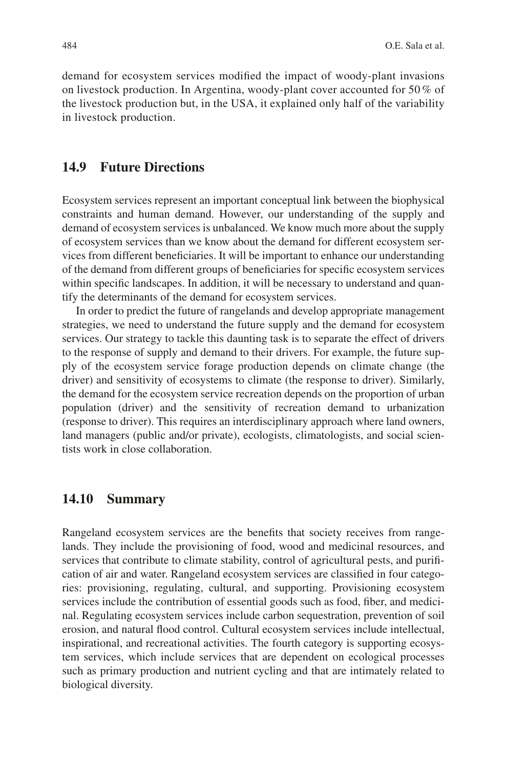demand for ecosystem services modified the impact of woody-plant invasions on livestock production. In Argentina, woody-plant cover accounted for 50 % of the livestock production but, in the USA, it explained only half of the variability in livestock production.

## 14.9 Future Directions

Ecosystem services represent an important conceptual link between the biophysical constraints and human demand. However, our understanding of the supply and demand of ecosystem services is unbalanced. We know much more about the supply of ecosystem services than we know about the demand for different ecosystem services from different beneficiaries. It will be important to enhance our understanding of the demand from different groups of beneficiaries for specific ecosystem services within specific landscapes. In addition, it will be necessary to understand and quantify the determinants of the demand for ecosystem services.

In order to predict the future of rangelands and develop appropriate management strategies, we need to understand the future supply and the demand for ecosystem services. Our strategy to tackle this daunting task is to separate the effect of drivers to the response of supply and demand to their drivers. For example, the future supply of the ecosystem service forage production depends on climate change (the driver) and sensitivity of ecosystems to climate (the response to driver). Similarly, the demand for the ecosystem service recreation depends on the proportion of urban population (driver) and the sensitivity of recreation demand to urbanization (response to driver). This requires an interdisciplinary approach where land owners, land managers (public and/or private), ecologists, climatologists, and social scientists work in close collaboration.

## 14.10 Summary

Rangeland ecosystem services are the benefits that society receives from rangelands. They include the provisioning of food, wood and medicinal resources, and services that contribute to climate stability, control of agricultural pests, and purification of air and water. Rangeland ecosystem services are classified in four categories: provisioning, regulating, cultural, and supporting. Provisioning ecosystem services include the contribution of essential goods such as food, fiber, and medicinal. Regulating ecosystem services include carbon sequestration, prevention of soil erosion, and natural flood control. Cultural ecosystem services include intellectual, inspirational, and recreational activities. The fourth category is supporting ecosystem services, which include services that are dependent on ecological processes such as primary production and nutrient cycling and that are intimately related to biological diversity.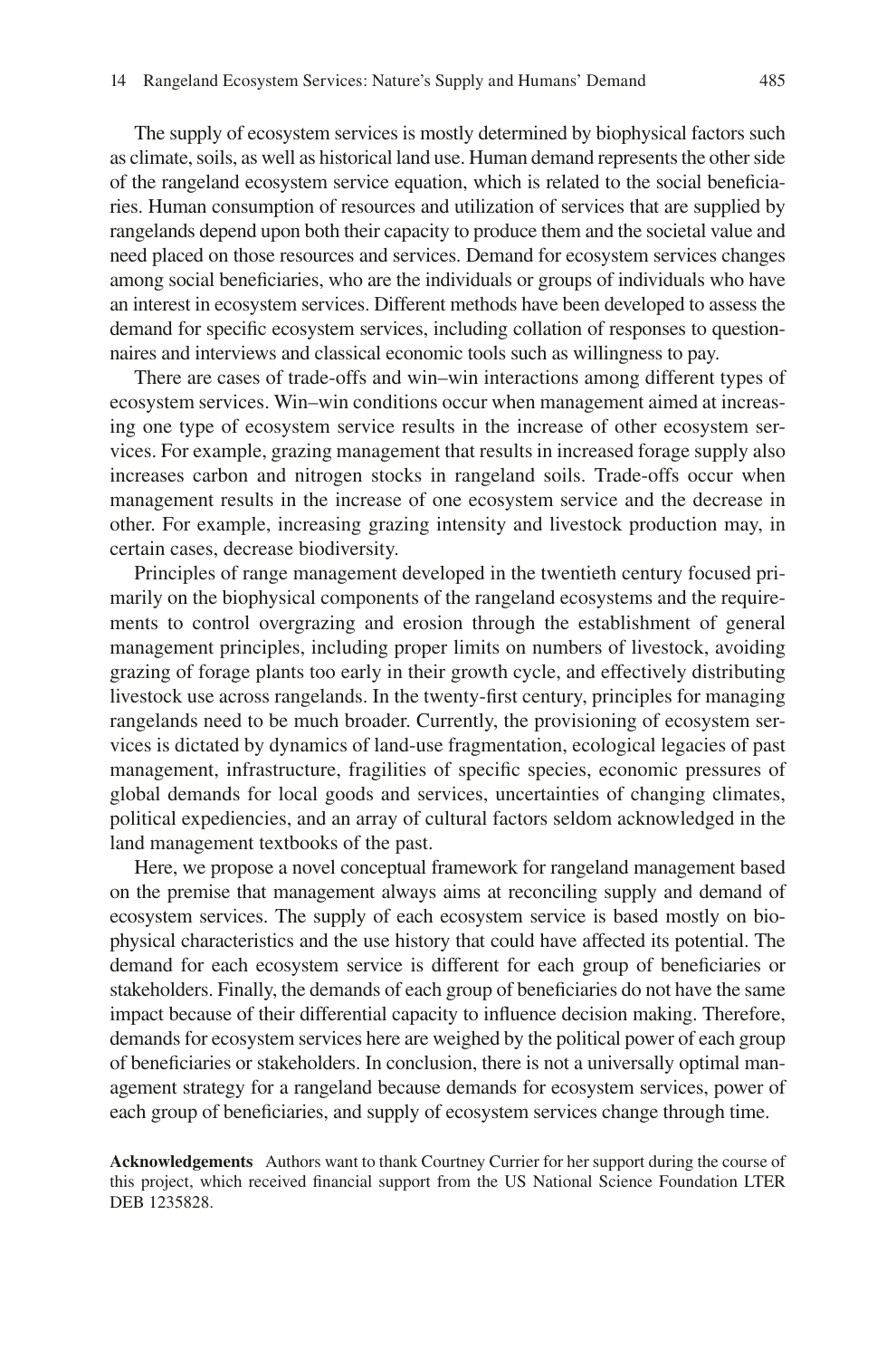The supply of ecosystem services is mostly determined by biophysical factors such as climate, soils, as well as historical land use. Human demand represents the other side of the rangeland ecosystem service equation, which is related to the social beneficiaries. Human consumption of resources and utilization of services that are supplied by rangelands depend upon both their capacity to produce them and the societal value and need placed on those resources and services. Demand for ecosystem services changes among social beneficiaries, who are the individuals or groups of individuals who have an interest in ecosystem services. Different methods have been developed to assess the demand for specific ecosystem services, including collation of responses to questionnaires and interviews and classical economic tools such as willingness to pay.

There are cases of trade-offs and win–win interactions among different types of ecosystem services. Win–win conditions occur when management aimed at increasing one type of ecosystem service results in the increase of other ecosystem services. For example, grazing management that results in increased forage supply also increases carbon and nitrogen stocks in rangeland soils. Trade-offs occur when management results in the increase of one ecosystem service and the decrease in other. For example, increasing grazing intensity and livestock production may, in certain cases, decrease biodiversity.

Principles of range management developed in the twentieth century focused primarily on the biophysical components of the rangeland ecosystems and the requirements to control overgrazing and erosion through the establishment of general management principles, including proper limits on numbers of livestock, avoiding grazing of forage plants too early in their growth cycle, and effectively distributing livestock use across rangelands. In the twenty-first century, principles for managing rangelands need to be much broader. Currently, the provisioning of ecosystem services is dictated by dynamics of land-use fragmentation, ecological legacies of past management, infrastructure, fragilities of specific species, economic pressures of global demands for local goods and services, uncertainties of changing climates, political expediencies, and an array of cultural factors seldom acknowledged in the land management textbooks of the past.

Here, we propose a novel conceptual framework for rangeland management based on the premise that management always aims at reconciling supply and demand of ecosystem services. The supply of each ecosystem service is based mostly on biophysical characteristics and the use history that could have affected its potential. The demand for each ecosystem service is different for each group of beneficiaries or stakeholders. Finally, the demands of each group of beneficiaries do not have the same impact because of their differential capacity to influence decision making. Therefore, demands for ecosystem services here are weighed by the political power of each group of beneficiaries or stakeholders. In conclusion, there is not a universally optimal management strategy for a rangeland because demands for ecosystem services, power of each group of beneficiaries, and supply of ecosystem services change through time.

**Acknowledgements** Authors want to thank Courtney Currier for her support during the course of this project, which received financial support from the US National Science Foundation LTER DEB 1235828.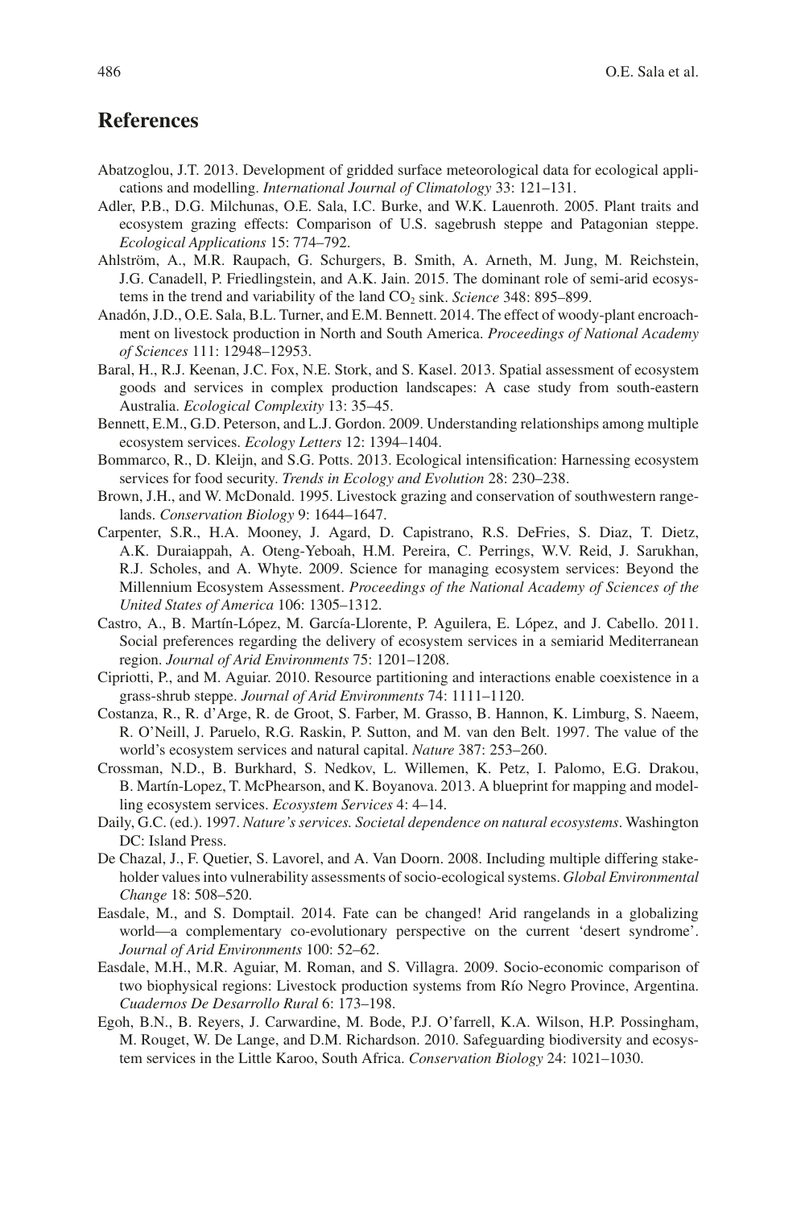## References

Abatzoglou, J.T. 2013. Development of gridded surface meteorological data for ecological applications and modelling. *International Journal of Climatology* 33: 121–131.

Adler, P.B., D.G. Milchunas, O.E. Sala, I.C. Burke, and W.K. Lauenroth. 2005. Plant traits and ecosystem grazing effects: Comparison of U.S. sagebrush steppe and Patagonian steppe. *Ecological Applications* 15: 774–792.

Ahlström, A., M.R. Raupach, G. Schurgers, B. Smith, A. Arneth, M. Jung, M. Reichstein, J.G. Canadell, P. Friedlingstein, and A.K. Jain. 2015. The dominant role of semi-arid ecosystems in the trend and variability of the land $CO_2$ sink. *Science* 348: 895–899.

Anadón, J.D., O.E. Sala, B.L. Turner, and E.M. Bennett. 2014. The effect of woody-plant encroachment on livestock production in North and South America. *Proceedings of National Academy of Sciences* 111: 12948–12953.

Baral, H., R.J. Keenan, J.C. Fox, N.E. Stork, and S. Kasel. 2013. Spatial assessment of ecosystem goods and services in complex production landscapes: A case study from south-eastern Australia. *Ecological Complexity* 13: 35–45.

Bennett, E.M., G.D. Peterson, and L.J. Gordon. 2009. Understanding relationships among multiple ecosystem services. *Ecology Letters* 12: 1394–1404.

Bommarco, R., D. Kleijn, and S.G. Potts. 2013. Ecological intensification: Harnessing ecosystem services for food security. *Trends in Ecology and Evolution* 28: 230–238.

Brown, J.H., and W. McDonald. 1995. Livestock grazing and conservation of southwestern rangelands. *Conservation Biology* 9: 1644–1647.

Carpenter, S.R., H.A. Mooney, J. Agard, D. Capistrano, R.S. DeFries, S. Diaz, T. Dietz, A.K. Duraiappah, A. Oteng-Yeboah, H.M. Pereira, C. Perrings, W.V. Reid, J. Sarukhan, R.J. Scholes, and A. Whyte. 2009. Science for managing ecosystem services: Beyond the Millennium Ecosystem Assessment. *Proceedings of the National Academy of Sciences of the United States of America* 106: 1305–1312.

Castro, A., B. Martín-López, M. García-Llorente, P. Aguilera, E. López, and J. Cabello. 2011. Social preferences regarding the delivery of ecosystem services in a semiarid Mediterranean region. *Journal of Arid Environments* 75: 1201–1208.

Cipriotti, P., and M. Aguiar. 2010. Resource partitioning and interactions enable coexistence in a grass-shrub steppe. *Journal of Arid Environments* 74: 1111–1120.

Costanza, R., R. d'Arge, R. de Groot, S. Farber, M. Grasso, B. Hannon, K. Limburg, S. Naeem, R. O'Neill, J. Paruelo, R.G. Raskin, P. Sutton, and M. van den Belt. 1997. The value of the world's ecosystem services and natural capital. *Nature* 387: 253–260.

Crossman, N.D., B. Burkhard, S. Nedkov, L. Willemen, K. Petz, I. Palomo, E.G. Drakou, B. Martín-Lopez, T. McPhearson, and K. Boyanova. 2013. A blueprint for mapping and modelling ecosystem services. *Ecosystem Services* 4: 4–14.

Daily, G.C. (ed.). 1997. *Nature's services. Societal dependence on natural ecosystems*. Washington DC: Island Press.

De Chazal, J., F. Quetier, S. Lavorel, and A. Van Doorn. 2008. Including multiple differing stakeholder values into vulnerability assessments of socio-ecological systems. *Global Environmental Change* 18: 508–520.

Easdale, M., and S. Domptail. 2014. Fate can be changed! Arid rangelands in a globalizing world—a complementary co-evolutionary perspective on the current 'desert syndrome'. *Journal of Arid Environments* 100: 52–62.

Easdale, M.H., M.R. Aguiar, M. Roman, and S. Villagra. 2009. Socio-economic comparison of two biophysical regions: Livestock production systems from Río Negro Province, Argentina. *Cuadernos De Desarrollo Rural* 6: 173–198.

Egoh, B.N., B. Reyers, J. Carwardine, M. Bode, P.J. O'farrell, K.A. Wilson, H.P. Possingham, M. Rouget, W. De Lange, and D.M. Richardson. 2010. Safeguarding biodiversity and ecosystem services in the Little Karoo, South Africa. *Conservation Biology* 24: 1021–1030.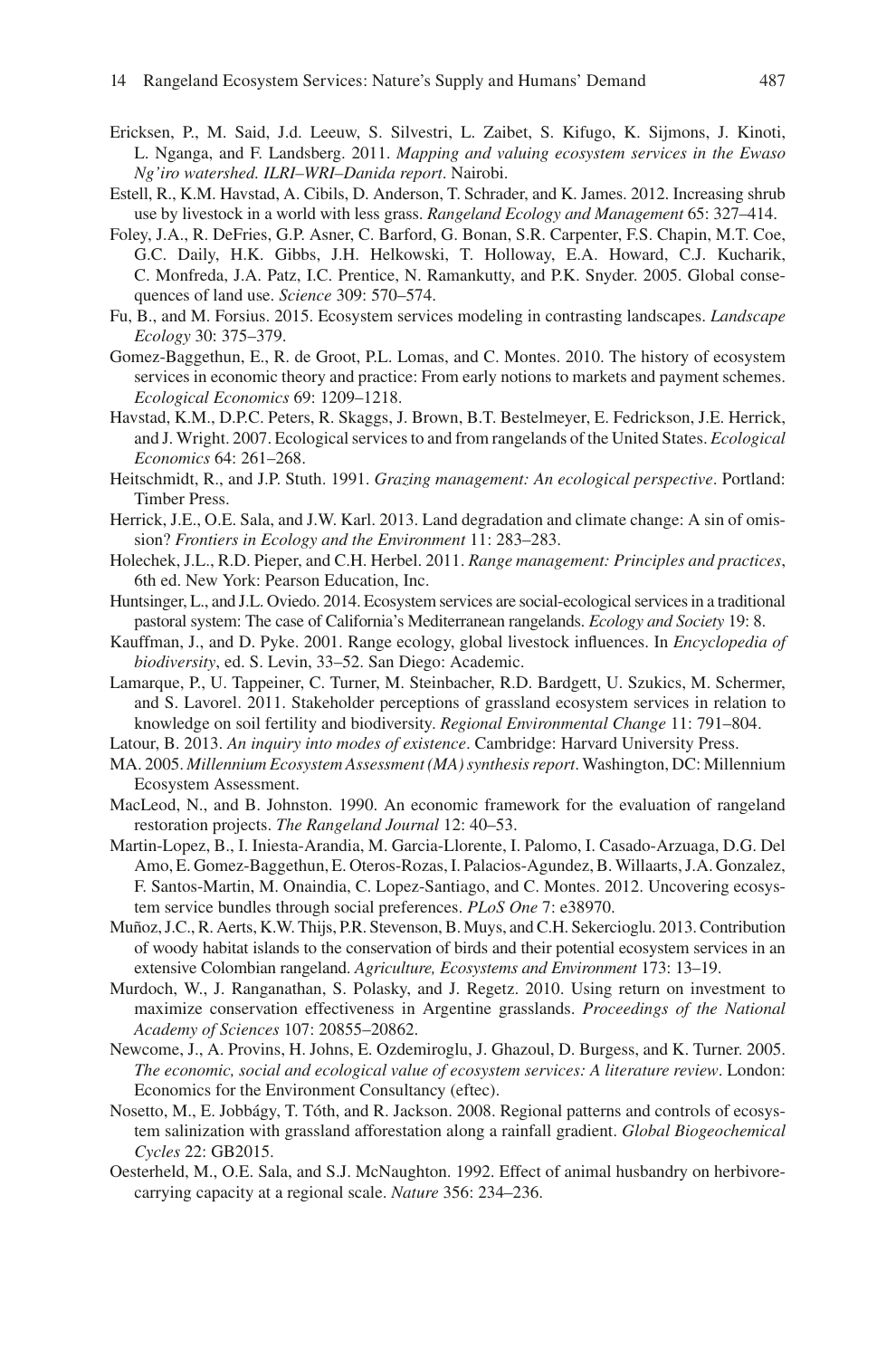Ericksen, P., M. Said, J.d. Leeuw, S. Silvestri, L. Zaibet, S. Kifugo, K. Sijmons, J. Kinoti, L. Nganga, and F. Landsberg. 2011. *Mapping and valuing ecosystem services in the Ewaso Ng'iro watershed. ILRI–WRI–Danida report*. Nairobi.

Estell, R., K.M. Havstad, A. Cibils, D. Anderson, T. Schrader, and K. James. 2012. Increasing shrub use by livestock in a world with less grass. *Rangeland Ecology and Management* 65: 327–414.

Foley, J.A., R. DeFries, G.P. Asner, C. Barford, G. Bonan, S.R. Carpenter, F.S. Chapin, M.T. Coe, G.C. Daily, H.K. Gibbs, J.H. Helkowski, T. Holloway, E.A. Howard, C.J. Kucharik, C. Monfreda, J.A. Patz, I.C. Prentice, N. Ramankutty, and P.K. Snyder. 2005. Global consequences of land use. *Science* 309: 570–574.

Fu, B., and M. Forsius. 2015. Ecosystem services modeling in contrasting landscapes. *Landscape Ecology* 30: 375–379.

Gomez-Baggethun, E., R. de Groot, P.L. Lomas, and C. Montes. 2010. The history of ecosystem services in economic theory and practice: From early notions to markets and payment schemes. *Ecological Economics* 69: 1209–1218.

Havstad, K.M., D.P.C. Peters, R. Skaggs, J. Brown, B.T. Bestelmeyer, E. Fedrickson, J.E. Herrick, and J. Wright. 2007. Ecological services to and from rangelands of the United States. *Ecological Economics* 64: 261–268.

Heitschmidt, R., and J.P. Stuth. 1991. *Grazing management: An ecological perspective*. Portland: Timber Press.

Herrick, J.E., O.E. Sala, and J.W. Karl. 2013. Land degradation and climate change: A sin of omission? *Frontiers in Ecology and the Environment* 11: 283–283.

Holechek, J.L., R.D. Pieper, and C.H. Herbel. 2011. *Range management: Principles and practices*, 6th ed. New York: Pearson Education, Inc.

Huntsinger, L., and J.L. Oviedo. 2014. Ecosystem services are social-ecological services in a traditional pastoral system: The case of California's Mediterranean rangelands. *Ecology and Society* 19: 8.

Kauffman, J., and D. Pyke. 2001. Range ecology, global livestock influences. In *Encyclopedia of biodiversity*, ed. S. Levin, 33–52. San Diego: Academic.

Lamarque, P., U. Tappeiner, C. Turner, M. Steinbacher, R.D. Bardgett, U. Szukics, M. Schermer, and S. Lavorel. 2011. Stakeholder perceptions of grassland ecosystem services in relation to knowledge on soil fertility and biodiversity. *Regional Environmental Change* 11: 791–804.

Latour, B. 2013. *An inquiry into modes of existence*. Cambridge: Harvard University Press.

MA. 2005. *Millennium Ecosystem Assessment (MA) synthesis report*. Washington, DC: Millennium Ecosystem Assessment.

MacLeod, N., and B. Johnston. 1990. An economic framework for the evaluation of rangeland restoration projects. *The Rangeland Journal* 12: 40–53.

Martin-Lopez, B., I. Iniesta-Arandia, M. Garcia-Llorente, I. Palomo, I. Casado-Arzuaga, D.G. Del Amo, E. Gomez-Baggethun, E. Oteros-Rozas, I. Palacios-Agundez, B. Willaarts, J.A. Gonzalez, F. Santos-Martin, M. Onaindia, C. Lopez-Santiago, and C. Montes. 2012. Uncovering ecosystem service bundles through social preferences. *PLoS One* 7: e38970.

Muñoz, J.C., R. Aerts, K.W. Thijs, P.R. Stevenson, B. Muys, and C.H. Sekercioglu. 2013. Contribution of woody habitat islands to the conservation of birds and their potential ecosystem services in an extensive Colombian rangeland. *Agriculture, Ecosystems and Environment* 173: 13–19.

Murdoch, W., J. Ranganathan, S. Polasky, and J. Regetz. 2010. Using return on investment to maximize conservation effectiveness in Argentine grasslands. *Proceedings of the National Academy of Sciences* 107: 20855–20862.

Newcome, J., A. Provins, H. Johns, E. Ozdemiroglu, J. Ghazoul, D. Burgess, and K. Turner. 2005. *The economic, social and ecological value of ecosystem services: A literature review*. London: Economics for the Environment Consultancy (eftec).

Nosetto, M., E. Jobbágy, T. Tóth, and R. Jackson. 2008. Regional patterns and controls of ecosystem salinization with grassland afforestation along a rainfall gradient. *Global Biogeochemical Cycles* 22: GB2015.

Oesterheld, M., O.E. Sala, and S.J. McNaughton. 1992. Effect of animal husbandry on herbivore-carrying capacity at a regional scale. *Nature* 356: 234–236.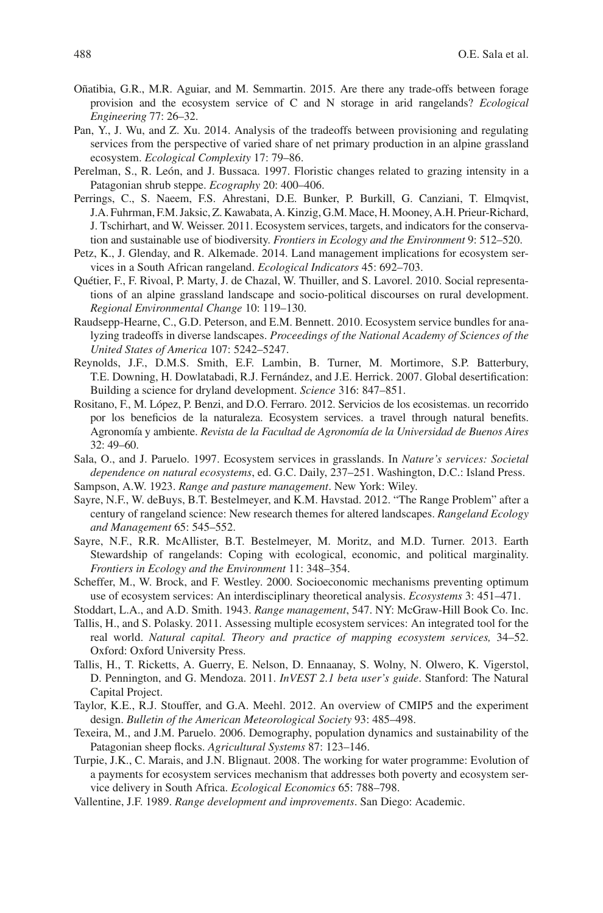Oñatibia, G.R., M.R. Aguiar, and M. Semmartin. 2015. Are there any trade-offs between forage provision and the ecosystem service of C and N storage in arid rangelands? *Ecological Engineering* 77: 26–32.

Pan, Y., J. Wu, and Z. Xu. 2014. Analysis of the tradeoffs between provisioning and regulating services from the perspective of varied share of net primary production in an alpine grassland ecosystem. *Ecological Complexity* 17: 79–86.

Perelman, S., R. León, and J. Bussaca. 1997. Floristic changes related to grazing intensity in a Patagonian shrub steppe. *Ecography* 20: 400–406.

Perrings, C., S. Naeem, F.S. Ahrestani, D.E. Bunker, P. Burkill, G. Canziani, T. Elmqvist, J.A. Fuhrman, F.M. Jaksic, Z. Kawabata, A. Kinzig, G.M. Mace, H. Mooney, A.H. Prieur-Richard, J. Tschirhart, and W. Weisser. 2011. Ecosystem services, targets, and indicators for the conservation and sustainable use of biodiversity. *Frontiers in Ecology and the Environment* 9: 512–520.

Petz, K., J. Glenday, and R. Alkemade. 2014. Land management implications for ecosystem services in a South African rangeland. *Ecological Indicators* 45: 692–703.

Quétier, F., F. Rivoal, P. Marty, J. de Chazal, W. Thuiller, and S. Lavorel. 2010. Social representations of an alpine grassland landscape and socio-political discourses on rural development. *Regional Environmental Change* 10: 119–130.

Raudsepp-Hearne, C., G.D. Peterson, and E.M. Bennett. 2010. Ecosystem service bundles for analyzing tradeoffs in diverse landscapes. *Proceedings of the National Academy of Sciences of the United States of America* 107: 5242–5247.

Reynolds, J.F., D.M.S. Smith, E.F. Lambin, B. Turner, M. Mortimore, S.P. Batterbury, T.E. Downing, H. Dowlatabadi, R.J. Fernández, and J.E. Herrick. 2007. Global desertification: Building a science for dryland development. *Science* 316: 847–851.

Rositano, F., M. López, P. Benzi, and D.O. Ferraro. 2012. Servicios de los ecosistemas. un recorrido por los beneficios de la naturaleza. Ecosystem services. a travel through natural benefits. Agronomía y ambiente. *Revista de la Facultad de Agronomía de la Universidad de Buenos Aires* 32: 49–60.

Sala, O., and J. Paruelo. 1997. Ecosystem services in grasslands. In *Nature's services: Societal dependence on natural ecosystems*, ed. G.C. Daily, 237–251. Washington, D.C.: Island Press.

Sampson, A.W. 1923. *Range and pasture management*. New York: Wiley.

Sayre, N.F., W. deBuys, B.T. Bestelmeyer, and K.M. Havstad. 2012. "The Range Problem" after a century of rangeland science: New research themes for altered landscapes. *Rangeland Ecology and Management* 65: 545–552.

Sayre, N.F., R.R. McAllister, B.T. Bestelmeyer, M. Moritz, and M.D. Turner. 2013. Earth Stewardship of rangelands: Coping with ecological, economic, and political marginality. *Frontiers in Ecology and the Environment* 11: 348–354.

Scheffer, M., W. Brock, and F. Westley. 2000. Socioeconomic mechanisms preventing optimum use of ecosystem services: An interdisciplinary theoretical analysis. *Ecosystems* 3: 451–471.

Stoddart, L.A., and A.D. Smith. 1943. *Range management*, 547. NY: McGraw-Hill Book Co. Inc.

Tallis, H., and S. Polasky. 2011. Assessing multiple ecosystem services: An integrated tool for the real world. *Natural capital. Theory and practice of mapping ecosystem services,* 34–52. Oxford: Oxford University Press.

Tallis, H., T. Ricketts, A. Guerry, E. Nelson, D. Ennaanay, S. Wolny, N. Olwero, K. Vigerstol, D. Pennington, and G. Mendoza. 2011. *InVEST 2.1 beta user's guide*. Stanford: The Natural Capital Project.

Taylor, K.E., R.J. Stouffer, and G.A. Meehl. 2012. An overview of CMIP5 and the experiment design. *Bulletin of the American Meteorological Society* 93: 485–498.

Texeira, M., and J.M. Paruelo. 2006. Demography, population dynamics and sustainability of the Patagonian sheep flocks. *Agricultural Systems* 87: 123–146.

Turpie, J.K., C. Marais, and J.N. Blignaut. 2008. The working for water programme: Evolution of a payments for ecosystem services mechanism that addresses both poverty and ecosystem service delivery in South Africa. *Ecological Economics* 65: 788–798.

Vallentine, J.F. 1989. *Range development and improvements*. San Diego: Academic.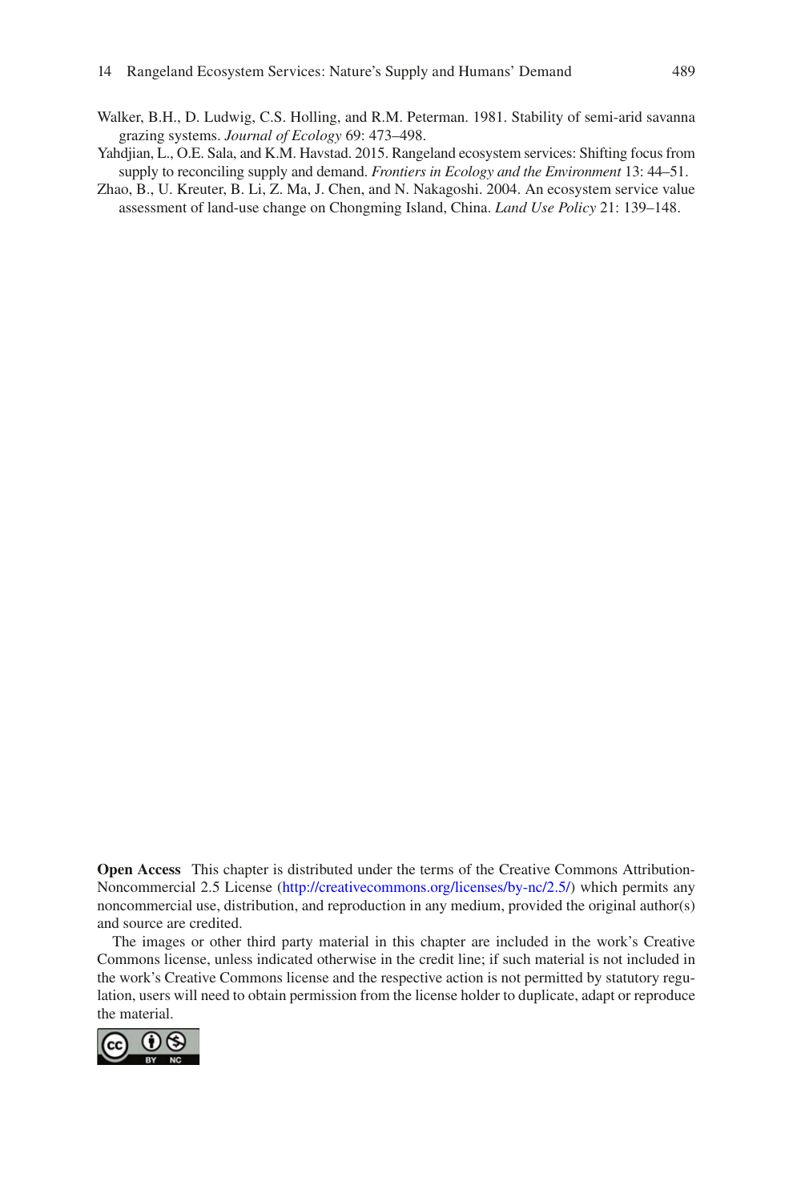Walker, B.H., D. Ludwig, C.S. Holling, and R.M. Peterman. 1981. Stability of semi-arid savanna grazing systems. *Journal of Ecology* 69: 473–498.

Yahdjian, L., O.E. Sala, and K.M. Havstad. 2015. Rangeland ecosystem services: Shifting focus from supply to reconciling supply and demand. *Frontiers in Ecology and the Environment* 13: 44–51.

Zhao, B., U. Kreuter, B. Li, Z. Ma, J. Chen, and N. Nakagoshi. 2004. An ecosystem service value assessment of land-use change on Chongming Island, China. *Land Use Policy* 21: 139–148.

**Open Access** This chapter is distributed under the terms of the Creative Commons Attribution-Noncommercial 2.5 License (http://creativecommons.org/licenses/by-nc/2.5/) which permits any noncommercial use, distribution, and reproduction in any medium, provided the original author(s) and source are credited.

The images or other third party material in this chapter are included in the work's Creative Commons license, unless indicated otherwise in the credit line; if such material is not included in the work's Creative Commons license and the respective action is not permitted by statutory regulation, users will need to obtain permission from the license holder to duplicate, adapt or reproduce the material.